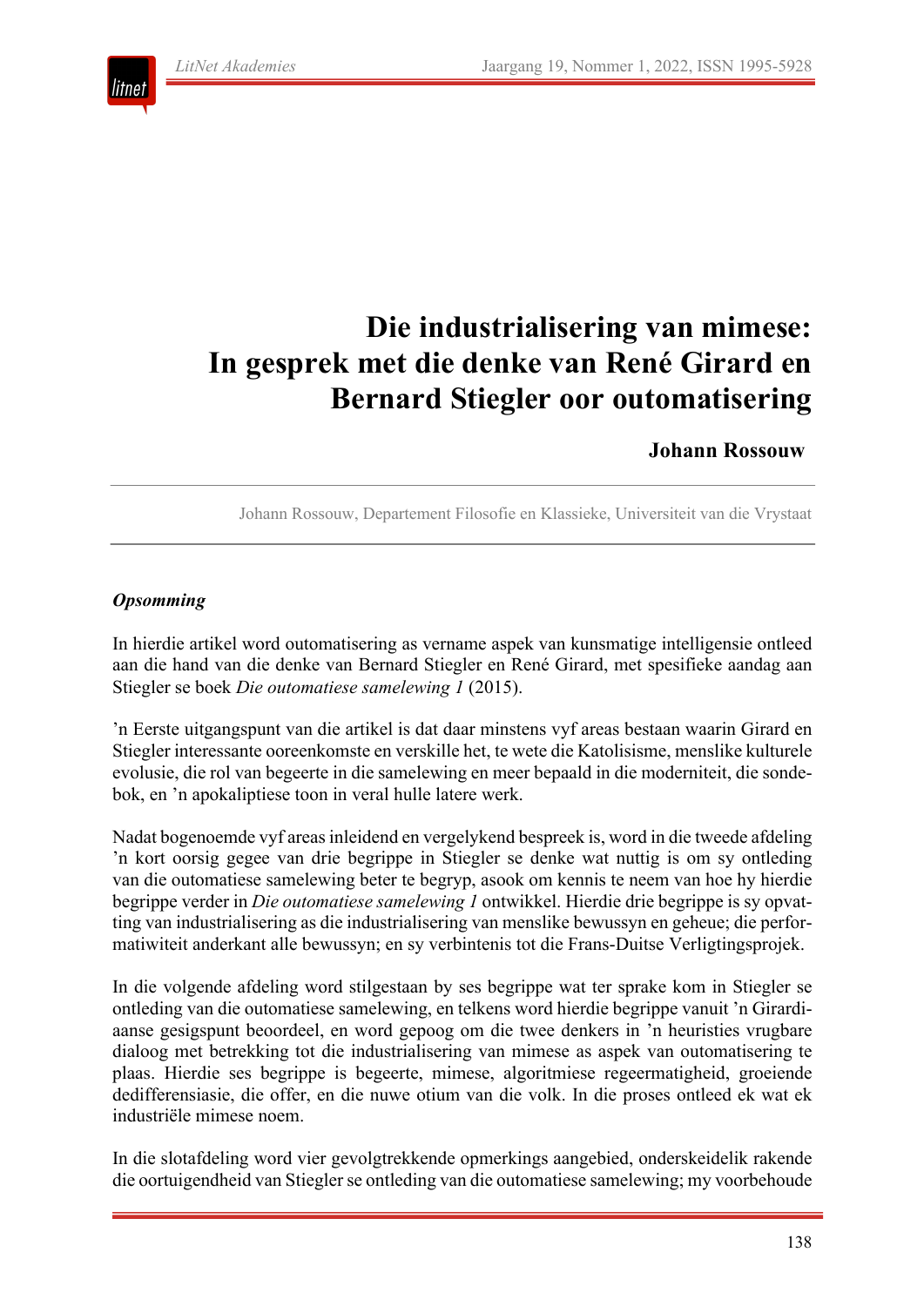# Die industrialisering van mimese: In gesprek met die denke van René Girard en Bernard Stiegler oor outomatisering

**Johann Rossouw**

Johann Rossouw, Departement Filosofie en Klassieke, Universiteit van die Vrystaat

### *Opsomming*

In hierdie artikel word outomatisering as vername aspek van kunsmatige intelligensie ontleed aan die hand van die denke van Bernard Stiegler en René Girard, met spesifieke aandag aan Stiegler se boek *Die outomatiese samelewing 1* (2015).

’n Eerste uitgangspunt van die artikel is dat daar minstens vyf areas bestaan waarin Girard en Stiegler interessante ooreenkomste en verskille het, te wete die Katolisisme, menslike kulturele evolusie, die rol van begeerte in die samelewing en meer bepaald in die moderniteit, die sondebok, en ’n apokaliptiese toon in veral hulle latere werk.

Nadat bogenoemde vyf areas inleidend en vergelykend bespreek is, word in die tweede afdeling ’n kort oorsig gegee van drie begrippe in Stiegler se denke wat nuttig is om sy ontleding van die outomatiese samelewing beter te begryp, asook om kennis te neem van hoe hy hierdie begrippe verder in *Die outomatiese samelewing 1* ontwikkel. Hierdie drie begrippe is sy opvatting van industrialisering as die industrialisering van menslike bewussyn en geheue; die performatiwiteit anderkant alle bewussyn; en sy verbintenis tot die Frans-Duitse Verligtingsprojek.

In die volgende afdeling word stilgestaan by ses begrippe wat ter sprake kom in Stiegler se ontleding van die outomatiese samelewing, en telkens word hierdie begrippe vanuit ’n Girardiaanse gesigspunt beoordeel, en word gepoog om die twee denkers in ’n heuristies vrugbare dialoog met betrekking tot die industrialisering van mimese as aspek van outomatisering te plaas. Hierdie ses begrippe is begeerte, mimese, algoritmiese regeermatigheid, groeiende dedifferensiasie, die offer, en die nuwe otium van die volk. In die proses ontleed ek wat ek industriële mimese noem.

In die slotafdeling word vier gevolgtrekkende opmerkings aangebied, onderskeidelik rakende die oortuigendheid van Stiegler se ontleding van die outomatiese samelewing; my voorbehoude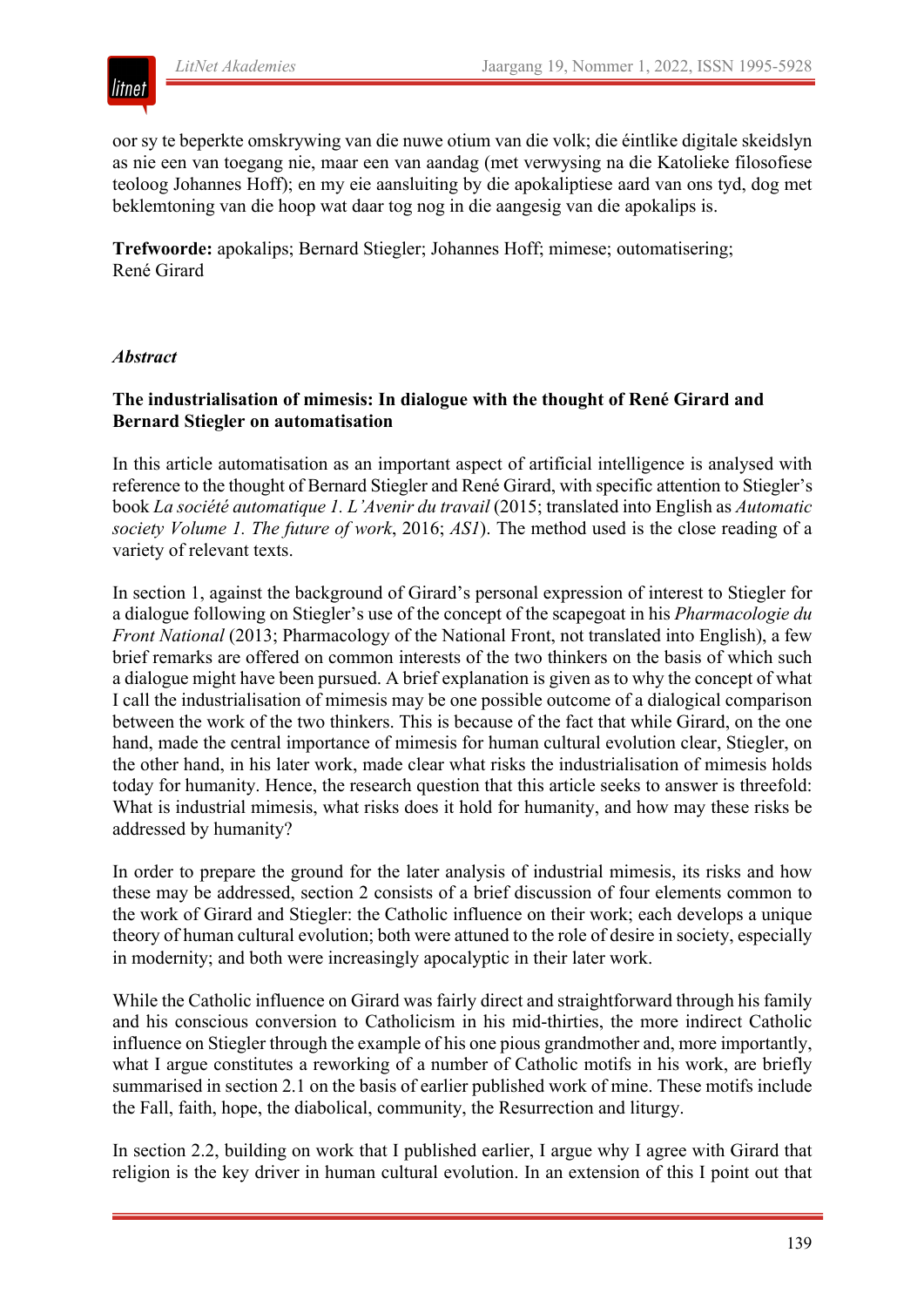oor sy te beperkte omskrywing van die nuwe otium van die volk; die éintlike digitale skeidslyn as nie een van toegang nie, maar een van aandag (met verwysing na die Katolieke filosofiese teoloog Johannes Hoff); en my eie aansluiting by die apokaliptiese aard van ons tyd, dog met beklemtoning van die hoop wat daar tog nog in die aangesig van die apokalips is.

**Trefwoorde:** apokalips; Bernard Stiegler; Johannes Hoff; mimese; outomatisering; René Girard

*Abstract*

**The industrialisation of mimesis: In dialogue with the thought of René Girard and Bernard Stiegler on automatisation**

In this article automatisation as an important aspect of artificial intelligence is analysed with reference to the thought of Bernard Stiegler and René Girard, with specific attention to Stiegler's book *La société automatique 1. L'Avenir du travail* (2015; translated into English as *Automatic society Volume 1. The future of work*, 2016; *AS1*). The method used is the close reading of a variety of relevant texts.

In section 1, against the background of Girard's personal expression of interest to Stiegler for a dialogue following on Stiegler's use of the concept of the scapegoat in his *Pharmacologie du Front National* (2013; Pharmacology of the National Front, not translated into English), a few brief remarks are offered on common interests of the two thinkers on the basis of which such a dialogue might have been pursued. A brief explanation is given as to why the concept of what I call the industrialisation of mimesis may be one possible outcome of a dialogical comparison between the work of the two thinkers. This is because of the fact that while Girard, on the one hand, made the central importance of mimesis for human cultural evolution clear, Stiegler, on the other hand, in his later work, made clear what risks the industrialisation of mimesis holds today for humanity. Hence, the research question that this article seeks to answer is threefold: What is industrial mimesis, what risks does it hold for humanity, and how may these risks be addressed by humanity?

In order to prepare the ground for the later analysis of industrial mimesis, its risks and how these may be addressed, section 2 consists of a brief discussion of four elements common to the work of Girard and Stiegler: the Catholic influence on their work; each develops a unique theory of human cultural evolution; both were attuned to the role of desire in society, especially in modernity; and both were increasingly apocalyptic in their later work.

While the Catholic influence on Girard was fairly direct and straightforward through his family and his conscious conversion to Catholicism in his mid-thirties, the more indirect Catholic influence on Stiegler through the example of his one pious grandmother and, more importantly, what I argue constitutes a reworking of a number of Catholic motifs in his work, are briefly summarised in section 2.1 on the basis of earlier published work of mine. These motifs include the Fall, faith, hope, the diabolical, community, the Resurrection and liturgy.

In section 2.2, building on work that I published earlier, I argue why I agree with Girard that religion is the key driver in human cultural evolution. In an extension of this I point out that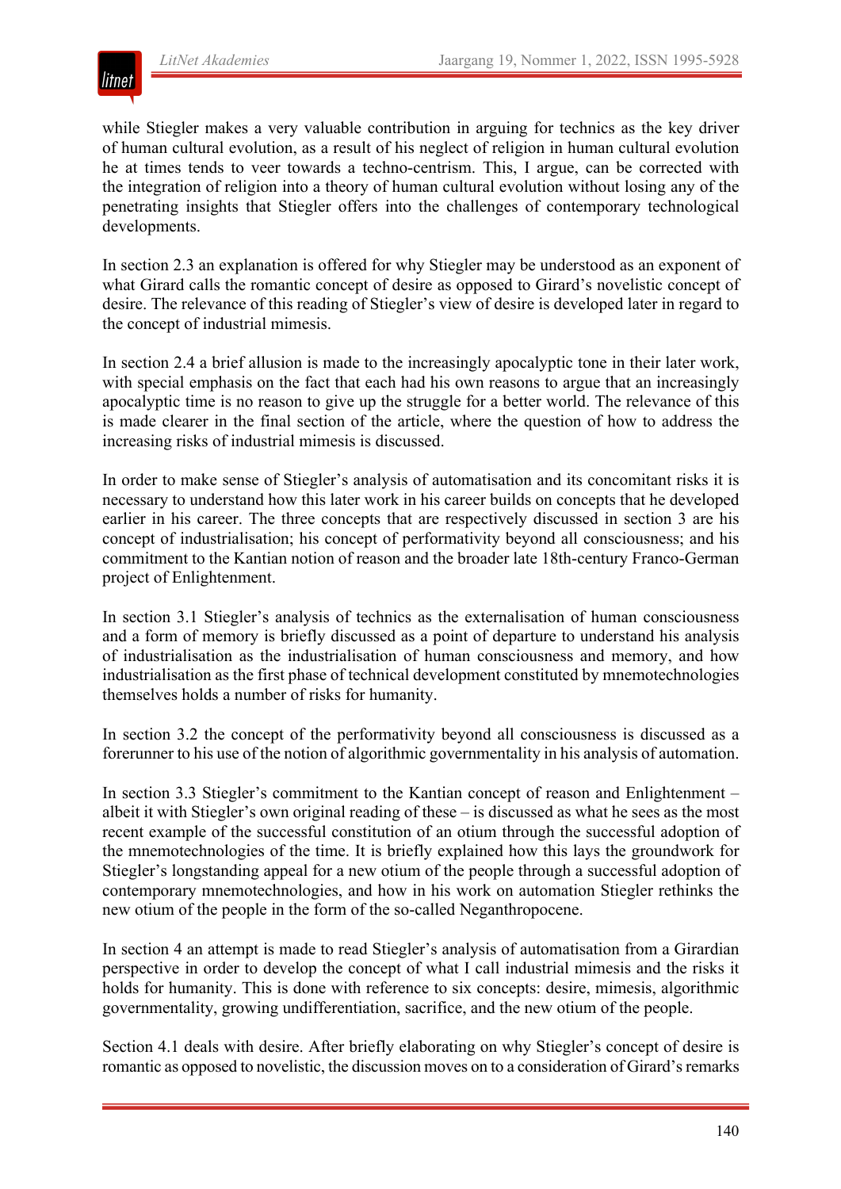while Stiegler makes a very valuable contribution in arguing for technics as the key driver of human cultural evolution, as a result of his neglect of religion in human cultural evolution he at times tends to veer towards a techno-centrism. This, I argue, can be corrected with the integration of religion into a theory of human cultural evolution without losing any of the penetrating insights that Stiegler offers into the challenges of contemporary technological developments.

In section 2.3 an explanation is offered for why Stiegler may be understood as an exponent of what Girard calls the romantic concept of desire as opposed to Girard's novelistic concept of desire. The relevance of this reading of Stiegler's view of desire is developed later in regard to the concept of industrial mimesis.

In section 2.4 a brief allusion is made to the increasingly apocalyptic tone in their later work, with special emphasis on the fact that each had his own reasons to argue that an increasingly apocalyptic time is no reason to give up the struggle for a better world. The relevance of this is made clearer in the final section of the article, where the question of how to address the increasing risks of industrial mimesis is discussed.

In order to make sense of Stiegler's analysis of automatisation and its concomitant risks it is necessary to understand how this later work in his career builds on concepts that he developed earlier in his career. The three concepts that are respectively discussed in section 3 are his concept of industrialisation; his concept of performativity beyond all consciousness; and his commitment to the Kantian notion of reason and the broader late 18th-century Franco-German project of Enlightenment.

In section 3.1 Stiegler's analysis of technics as the externalisation of human consciousness and a form of memory is briefly discussed as a point of departure to understand his analysis of industrialisation as the industrialisation of human consciousness and memory, and how industrialisation as the first phase of technical development constituted by mnemotechnologies themselves holds a number of risks for humanity.

In section 3.2 the concept of the performativity beyond all consciousness is discussed as a forerunner to his use of the notion of algorithmic governmentality in his analysis of automation.

In section 3.3 Stiegler's commitment to the Kantian concept of reason and Enlightenment – albeit it with Stiegler's own original reading of these – is discussed as what he sees as the most recent example of the successful constitution of an otium through the successful adoption of the mnemotechnologies of the time. It is briefly explained how this lays the groundwork for Stiegler's longstanding appeal for a new otium of the people through a successful adoption of contemporary mnemotechnologies, and how in his work on automation Stiegler rethinks the new otium of the people in the form of the so-called Neganthropocene.

In section 4 an attempt is made to read Stiegler's analysis of automatisation from a Girardian perspective in order to develop the concept of what I call industrial mimesis and the risks it holds for humanity. This is done with reference to six concepts: desire, mimesis, algorithmic governmentality, growing undifferentiation, sacrifice, and the new otium of the people.

Section 4.1 deals with desire. After briefly elaborating on why Stiegler's concept of desire is romantic as opposed to novelistic, the discussion moves on to a consideration of Girard's remarks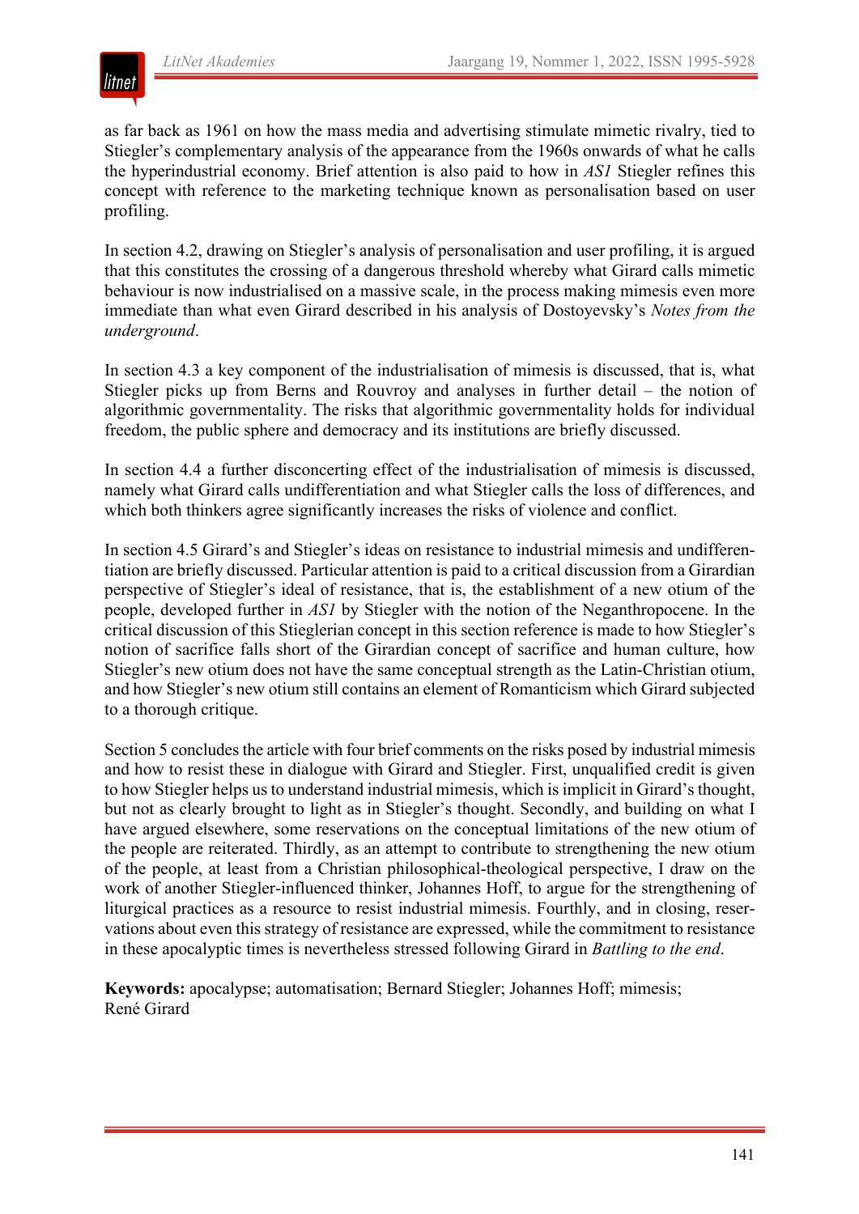as far back as 1961 on how the mass media and advertising stimulate mimetic rivalry, tied to Stiegler's complementary analysis of the appearance from the 1960s onwards of what he calls the hyperindustrial economy. Brief attention is also paid to how in *AS1* Stiegler refines this concept with reference to the marketing technique known as personalisation based on user profiling.

In section 4.2, drawing on Stiegler's analysis of personalisation and user profiling, it is argued that this constitutes the crossing of a dangerous threshold whereby what Girard calls mimetic behaviour is now industrialised on a massive scale, in the process making mimesis even more immediate than what even Girard described in his analysis of Dostoyevsky's *Notes from the underground*.

In section 4.3 a key component of the industrialisation of mimesis is discussed, that is, what Stiegler picks up from Berns and Rouvroy and analyses in further detail – the notion of algorithmic governmentality. The risks that algorithmic governmentality holds for individual freedom, the public sphere and democracy and its institutions are briefly discussed.

In section 4.4 a further disconcerting effect of the industrialisation of mimesis is discussed, namely what Girard calls undifferentiation and what Stiegler calls the loss of differences, and which both thinkers agree significantly increases the risks of violence and conflict.

In section 4.5 Girard's and Stiegler's ideas on resistance to industrial mimesis and undifferentiation are briefly discussed. Particular attention is paid to a critical discussion from a Girardian perspective of Stiegler's ideal of resistance, that is, the establishment of a new otium of the people, developed further in *AS1* by Stiegler with the notion of the Neganthropocene. In the critical discussion of this Stieglerian concept in this section reference is made to how Stiegler's notion of sacrifice falls short of the Girardian concept of sacrifice and human culture, how Stiegler's new otium does not have the same conceptual strength as the Latin-Christian otium, and how Stiegler's new otium still contains an element of Romanticism which Girard subjected to a thorough critique.

Section 5 concludes the article with four brief comments on the risks posed by industrial mimesis and how to resist these in dialogue with Girard and Stiegler. First, unqualified credit is given to how Stiegler helps us to understand industrial mimesis, which is implicit in Girard's thought, but not as clearly brought to light as in Stiegler's thought. Secondly, and building on what I have argued elsewhere, some reservations on the conceptual limitations of the new otium of the people are reiterated. Thirdly, as an attempt to contribute to strengthening the new otium of the people, at least from a Christian philosophical-theological perspective, I draw on the work of another Stiegler-influenced thinker, Johannes Hoff, to argue for the strengthening of liturgical practices as a resource to resist industrial mimesis. Fourthly, and in closing, reservations about even this strategy of resistance are expressed, while the commitment to resistance in these apocalyptic times is nevertheless stressed following Girard in *Battling to the end*.

**Keywords:** apocalypse; automatisation; Bernard Stiegler; Johannes Hoff; mimesis; René Girard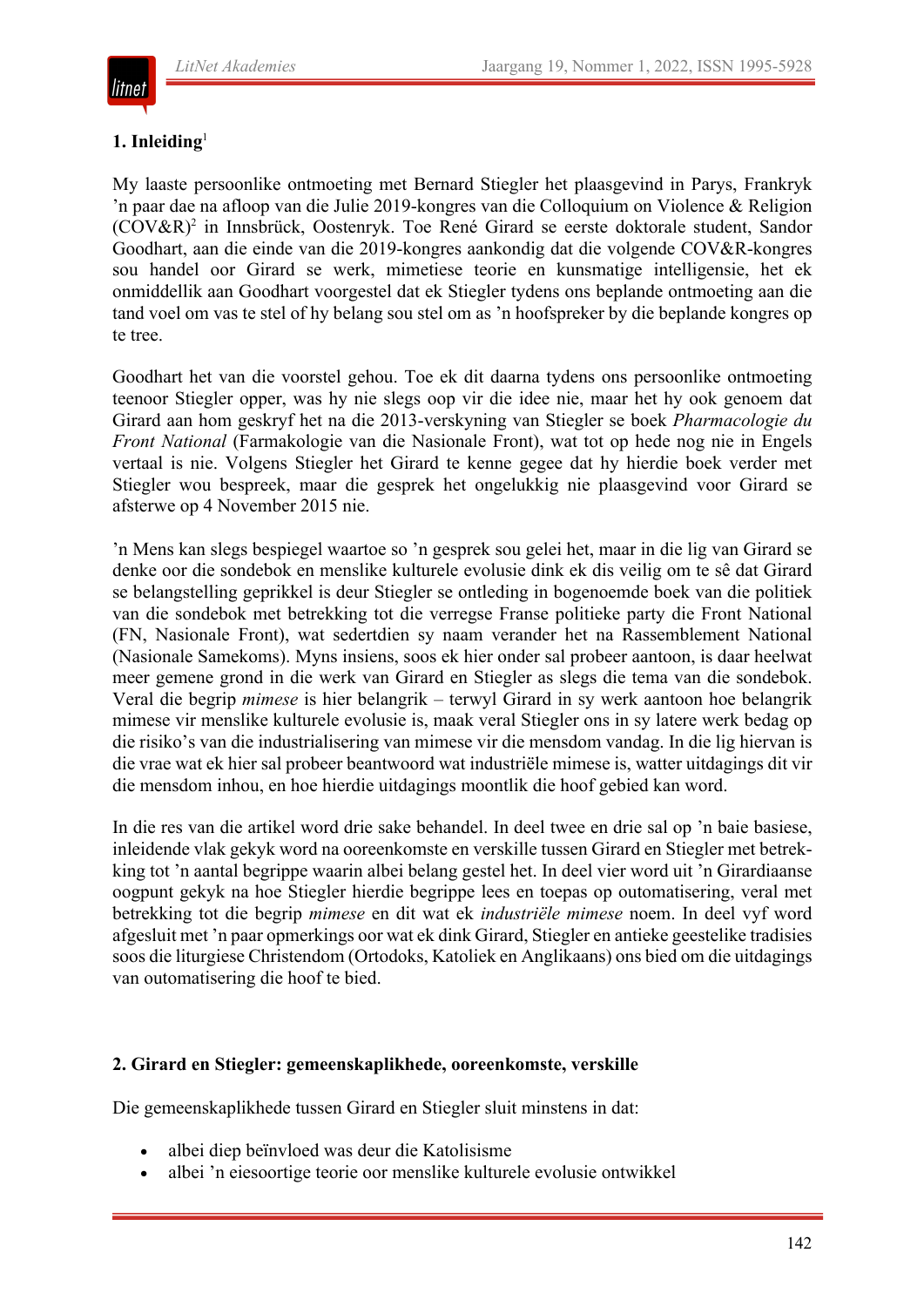## 1. Inleiding[1]

My laaste persoonlike ontmoeting met Bernard Stiegler het plaasgevind in Parys, Frankryk 'n paar dae na afloop van die Julie 2019-kongres van die Colloquium on Violence & Religion (COV&R)[2] in Innsbrück, Oostenryk. Toe René Girard se eerste doktorale student, Sandor Goodhart, aan die einde van die 2019-kongres aankondig dat die volgende COV&R-kongres sou handel oor Girard se werk, mimetiese teorie en kunsmatige intelligensie, het ek onmiddellik aan Goodhart voorgestel dat ek Stiegler tydens ons beplande ontmoeting aan die tand voel om vas te stel of hy belang sou stel om as 'n hoofspreker by die beplande kongres op te tree.

Goodhart het van die voorstel gehou. Toe ek dit daarna tydens ons persoonlike ontmoeting teenoor Stiegler opper, was hy nie slegs oop vir die idee nie, maar het hy ook genoem dat Girard aan hom geskryf het na die 2013-verskyning van Stiegler se boek *Pharmacologie du Front National* (Farmakologie van die Nasionale Front), wat tot op hede nog nie in Engels vertaal is nie. Volgens Stiegler het Girard te kenne gegee dat hy hierdie boek verder met Stiegler wou bespreek, maar die gesprek het ongelukkig nie plaasgevind voor Girard se afsterwe op 4 November 2015 nie.

'n Mens kan slegs bespiegel waartoe so 'n gesprek sou gelei het, maar in die lig van Girard se denke oor die sondebok en menslike kulturele evolusie dink ek dis veilig om te sê dat Girard se belangstelling geprikkel is deur Stiegler se ontleding in bogenoemde boek van die politiek van die sondebok met betrekking tot die verregse Franse politieke party die Front National (FN, Nasionale Front), wat sedertdien sy naam verander het na Rassemblement National (Nasionale Samekoms). Myns insiens, soos ek hier onder sal probeer aantoon, is daar heelwat meer gemene grond in die werk van Girard en Stiegler as slegs die tema van die sondebok. Veral die begrip *mimese* is hier belangrik – terwyl Girard in sy werk aantoon hoe belangrik mimese vir menslike kulturele evolusie is, maak veral Stiegler ons in sy latere werk bedag op die risiko's van die industrialisering van mimese vir die mensdom vandag. In die lig hiervan is die vrae wat ek hier sal probeer beantwoord wat industriële mimese is, watter uitdagings dit vir die mensdom inhou, en hoe hierdie uitdagings moontlik die hoof gebied kan word.

In die res van die artikel word drie sake behandel. In deel twee en drie sal op 'n baie basiese, inleidende vlak gekyk word na ooreenkomste en verskille tussen Girard en Stiegler met betrekking tot 'n aantal begrippe waarin albei belang gestel het. In deel vier word uit 'n Girardiaanse oogpunt gekyk na hoe Stiegler hierdie begrippe lees en toepas op outomatisering, veral met betrekking tot die begrip *mimese* en dit wat ek *industriële mimese* noem. In deel vyf word afgesluit met 'n paar opmerkings oor wat ek dink Girard, Stiegler en antieke geestelike tradisies soos die liturgiese Christendom (Ortodoks, Katoliek en Anglikaans) ons bied om die uitdagings van outomatisering die hoof te bied.

## 2. Girard en Stiegler: gemeenskaplikhede, ooreenkomste, verskille

Die gemeenskaplikhede tussen Girard en Stiegler sluit minstens in dat:

- albei diep beïnvloed was deur die Katolisisme
- albei 'n eiesoortige teorie oor menslike kulturele evolusie ontwikkel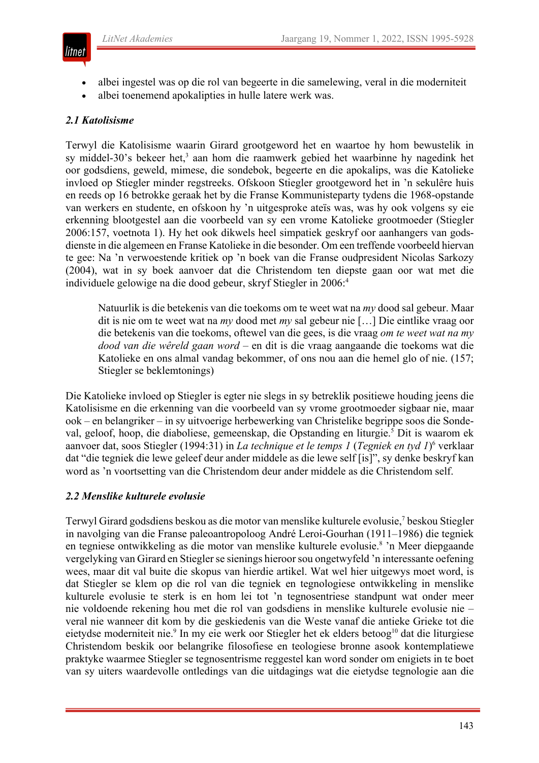- albei ingestel was op die rol van begeerte in die samelewing, veral in die moderniteit
- albei toenemend apokalipties in hulle latere werk was.

### *2.1 Katolisisme*

Terwyl die Katolisisme waarin Girard grootgeword het en waartoe hy hom bewustelik in sy middel-30's bekeer het,[3] aan hom die raamwerk gebied het waarbinne hy nagedink het oor godsdiens, geweld, mimese, die sondebok, begeerte en die apokalips, was die Katolieke invloed op Stiegler minder regstreeks. Ofskoon Stiegler grootgeword het in 'n sekulêre huis en reeds op 16 betrokke geraak het by die Franse Kommunisteparty tydens die 1968-opstande van werkers en studente, en ofskoon hy 'n uitgesproke ateïs was, was hy ook volgens sy eie erkenning blootgestel aan die voorbeeld van sy een vrome Katolieke grootmoeder (Stiegler 2006:157, voetnota 1). Hy het ook dikwels heel simpatiek geskryf oor aanhangers van godsdienste in die algemeen en Franse Katolieke in die besonder. Om een treffende voorbeeld hiervan te gee: Na 'n verwoestende kritiek op 'n boek van die Franse oudpresident Nicolas Sarkozy (2004), wat in sy boek aanvoer dat die Christendom ten diepste gaan oor wat met die individuele gelowige na die dood gebeur, skryf Stiegler in 2006:[4]

> Natuurlik is die betekenis van die toekoms om te weet wat na *my* dood sal gebeur. Maar dit is nie om te weet wat na *my* dood met *my* sal gebeur nie […] Die eintlike vraag oor die betekenis van die toekoms, oftewel van die gees, is die vraag *om te weet wat na my dood van die wêreld gaan word* – en dit is die vraag aangaande die toekoms wat die Katolieke en ons almal vandag bekommer, of ons nou aan die hemel glo of nie. (157; Stiegler se beklemtonings)

Die Katolieke invloed op Stiegler is egter nie slegs in sy betreklik positiewe houding jeens die Katolisisme en die erkenning van die voorbeeld van sy vrome grootmoeder sigbaar nie, maar ook – en belangriker – in sy uitvoerige herbewerking van Christelike begrippe soos die Sondeval, geloof, hoop, die diaboliese, gemeenskap, die Opstanding en liturgie.[5] Dit is waarom ek aanvoer dat, soos Stiegler (1994:31) in *La technique et le temps 1* (*Tegniek en tyd 1*)[6] verklaar dat "die tegniek die lewe geleef deur ander middele as die lewe self [is]", sy denke beskryf kan word as 'n voortsetting van die Christendom deur ander middele as die Christendom self.

### *2.2 Menslike kulturele evolusie*

Terwyl Girard godsdiens beskou as die motor van menslike kulturele evolusie,[7] beskou Stiegler in navolging van die Franse paleoantropoloog André Leroi-Gourhan (1911–1986) die tegniek en tegniese ontwikkeling as die motor van menslike kulturele evolusie.[8] 'n Meer diepgaande vergelyking van Girard en Stiegler se sienings hieroor sou ongetwyfeld 'n interessante oefening wees, maar dit val buite die skopus van hierdie artikel. Wat wel hier uitgewys moet word, is dat Stiegler se klem op die rol van die tegniek en tegnologiese ontwikkeling in menslike kulturele evolusie te sterk is en hom lei tot 'n tegnosentriese standpunt wat onder meer nie voldoende rekening hou met die rol van godsdiens in menslike kulturele evolusie nie – veral nie wanneer dit kom by die geskiedenis van die Weste vanaf die antieke Grieke tot die eietydse moderniteit nie.[9] In my eie werk oor Stiegler het ek elders betoog[10] dat die liturgiese Christendom beskik oor belangrike filosofiese en teologiese bronne asook kontemplatiewe praktyke waarmee Stiegler se tegnosentrisme reggestel kan word sonder om enigiets in te boet van sy uiters waardevolle ontledings van die uitdagings wat die eietydse tegnologie aan die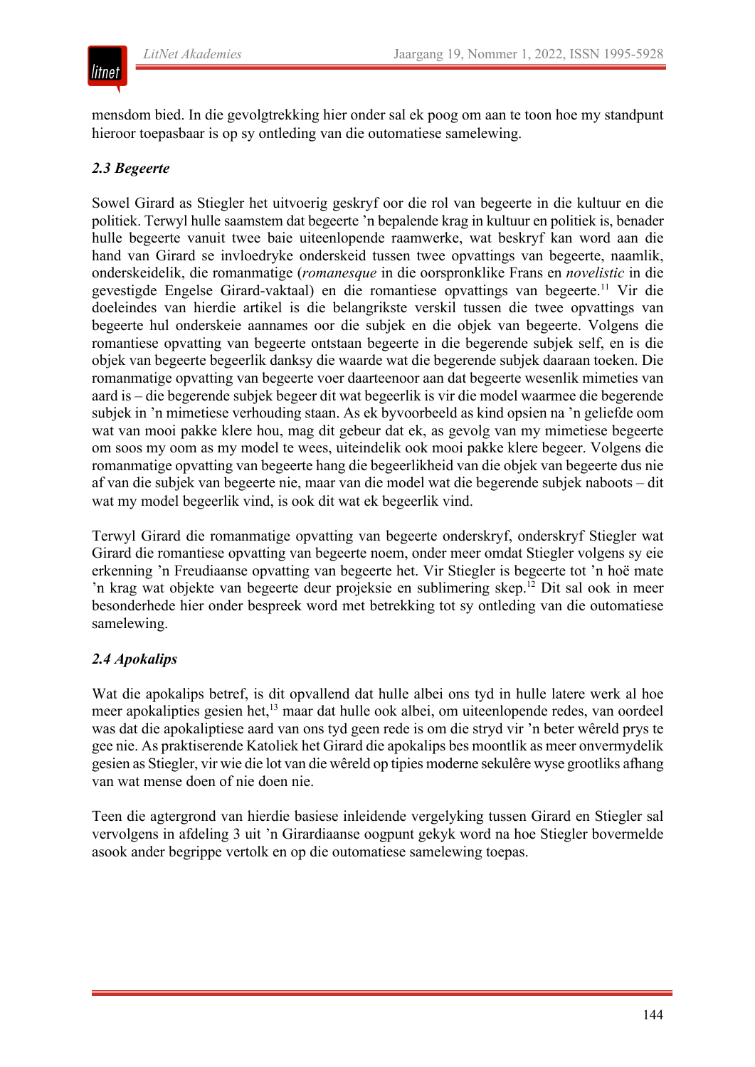mensdom bied. In die gevolgtrekking hier onder sal ek poog om aan te toon hoe my standpunt hieroor toepasbaar is op sy ontleding van die outomatiese samelewing.

### *2.3 Begeerte*

Sowel Girard as Stiegler het uitvoerig geskryf oor die rol van begeerte in die kultuur en die politiek. Terwyl hulle saamstem dat begeerte 'n bepalende krag in kultuur en politiek is, benader hulle begeerte vanuit twee baie uiteenlopende raamwerke, wat beskryf kan word aan die hand van Girard se invloedryke onderskeid tussen twee opvattings van begeerte, naamlik, onderskeidelik, die romanmatige (*romanesque* in die oorspronklike Frans en *novelistic* in die gevestigde Engelse Girard-vaktaal) en die romantiese opvattings van begeerte.[11] Vir die doeleindes van hierdie artikel is die belangrikste verskil tussen die twee opvattings van begeerte hul onderskeie aannames oor die subjek en die objek van begeerte. Volgens die romantiese opvatting van begeerte ontstaan begeerte in die begerende subjek self, en is die objek van begeerte begeerlik danksy die waarde wat die begerende subjek daaraan toeken. Die romanmatige opvatting van begeerte voer daarteenoor aan dat begeerte wesenlik mimeties van aard is – die begerende subjek begeer dit wat begeerlik is vir die model waarmee die begerende subjek in 'n mimetiese verhouding staan. As ek byvoorbeeld as kind opsien na 'n geliefde oom wat van mooi pakke klere hou, mag dit gebeur dat ek, as gevolg van my mimetiese begeerte om soos my oom as my model te wees, uiteindelik ook mooi pakke klere begeer. Volgens die romanmatige opvatting van begeerte hang die begeerlikheid van die objek van begeerte dus nie af van die subjek van begeerte nie, maar van die model wat die begerende subjek naboots – dit wat my model begeerlik vind, is ook dit wat ek begeerlik vind.

Terwyl Girard die romanmatige opvatting van begeerte onderskryf, onderskryf Stiegler wat Girard die romantiese opvatting van begeerte noem, onder meer omdat Stiegler volgens sy eie erkenning 'n Freudiaanse opvatting van begeerte het. Vir Stiegler is begeerte tot 'n hoë mate 'n krag wat objekte van begeerte deur projeksie en sublimering skep.[12] Dit sal ook in meer besonderhede hier onder bespreek word met betrekking tot sy ontleding van die outomatiese samelewing.

### *2.4 Apokalips*

Wat die apokalips betref, is dit opvallend dat hulle albei ons tyd in hulle latere werk al hoe meer apokalipties gesien het,[13] maar dat hulle ook albei, om uiteenlopende redes, van oordeel was dat die apokaliptiese aard van ons tyd geen rede is om die stryd vir 'n beter wêreld prys te gee nie. As praktiserende Katoliek het Girard die apokalips bes moontlik as meer onvermydelik gesien as Stiegler, vir wie die lot van die wêreld op tipies moderne sekulêre wyse grootliks afhang van wat mense doen of nie doen nie.

Teen die agtergrond van hierdie basiese inleidende vergelyking tussen Girard en Stiegler sal vervolgens in afdeling 3 uit 'n Girardiaanse oogpunt gekyk word na hoe Stiegler bovermelde asook ander begrippe vertolk en op die outomatiese samelewing toepas.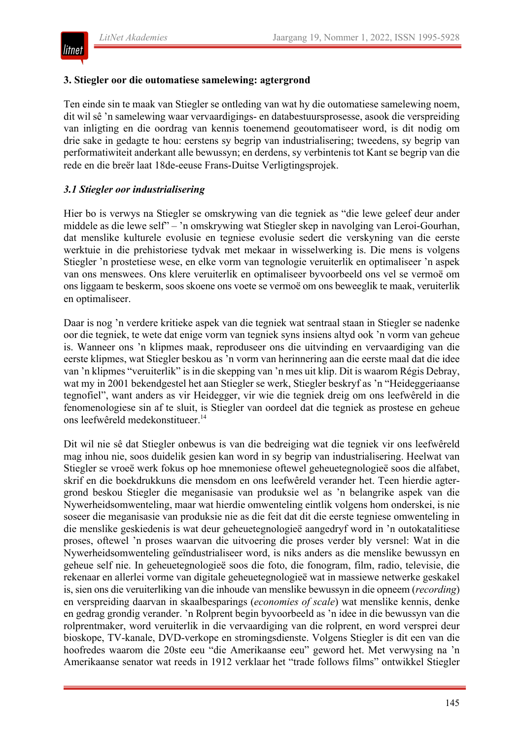## 3. Stiegler oor die outomatiese samelewing: agtergrond

Ten einde sin te maak van Stiegler se ontleding van wat hy die outomatiese samelewing noem, dit wil sê ’n samelewing waar vervaardigings- en databestuursprosesse, asook die verspreiding van inligting en die oordrag van kennis toenemend geoutomatiseer word, is dit nodig om drie sake in gedagte te hou: eerstens sy begrip van industrialisering; tweedens, sy begrip van performatiwiteit anderkant alle bewussyn; en derdens, sy verbintenis tot Kant se begrip van die rede en die breër laat 18de-eeuse Frans-Duitse Verligtingsprojek.

### *3.1 Stiegler oor industrialisering*

Hier bo is verwys na Stiegler se omskrywing van die tegniek as “die lewe geleef deur ander middele as die lewe self” – ’n omskrywing wat Stiegler skep in navolging van Leroi-Gourhan, dat menslike kulturele evolusie en tegniese evolusie sedert die verskyning van die eerste werktuie in die prehistoriese tydvak met mekaar in wisselwerking is. Die mens is volgens Stiegler ’n prostetiese wese, en elke vorm van tegnologie veruiterlik en optimaliseer ’n aspek van ons menswees. Ons klere veruiterlik en optimaliseer byvoorbeeld ons vel se vermoë om ons liggaam te beskerm, soos skoene ons voete se vermoë om ons beweeglik te maak, veruiterlik en optimaliseer.

Daar is nog ’n verdere kritieke aspek van die tegniek wat sentraal staan in Stiegler se nadenke oor die tegniek, te wete dat enige vorm van tegniek syns insiens altyd ook ’n vorm van geheue is. Wanneer ons ’n klipmes maak, reproduseer ons die uitvinding en vervaardiging van die eerste klipmes, wat Stiegler beskou as ’n vorm van herinnering aan die eerste maal dat die idee van ’n klipmes “veruiterlik” is in die skepping van ’n mes uit klip. Dit is waarom Régis Debray, wat my in 2001 bekendgestel het aan Stiegler se werk, Stiegler beskryf as ’n “Heideggeriaanse tegnofiel”, want anders as vir Heidegger, vir wie die tegniek dreig om ons leefwêreld in die fenomenologiese sin af te sluit, is Stiegler van oordeel dat die tegniek as prostese en geheue ons leefwêreld medekonstitueer.[14]

Dit wil nie sê dat Stiegler onbewus is van die bedreiging wat die tegniek vir ons leefwêreld mag inhou nie, soos duidelik gesien kan word in sy begrip van industrialisering. Heelwat van Stiegler se vroeë werk fokus op hoe mnemoniese oftewel geheuetegnologieë soos die alfabet, skrif en die boekdrukkuns die mensdom en ons leefwêreld verander het. Teen hierdie agtergrond beskou Stiegler die meganisasie van produksie wel as ’n belangrike aspek van die Nywerheidsomwenteling, maar wat hierdie omwenteling eintlik volgens hom onderskei, is nie soseer die meganisasie van produksie nie as die feit dat dit die eerste tegniese omwenteling in die menslike geskiedenis is wat deur geheuetegnologieë aangedryf word in ’n outokatalitiese proses, oftewel ’n proses waarvan die uitvoering die proses verder bly versnel: Wat in die Nywerheidsomwenteling geïndustrialiseer word, is niks anders as die menslike bewussyn en geheue self nie. In geheuetegnologieë soos die foto, die fonogram, film, radio, televisie, die rekenaar en allerlei vorme van digitale geheuetegnologieë wat in massiewe netwerke geskakel is, sien ons die veruiterliking van die inhoude van menslike bewussyn in die opneem (*recording*) en verspreiding daarvan in skaalbesparings (*economies of scale*) wat menslike kennis, denke en gedrag grondig verander. ’n Rolprent begin byvoorbeeld as ’n idee in die bewussyn van die rolprentmaker, word veruiterlik in die vervaardiging van die rolprent, en word versprei deur bioskope, TV-kanale, DVD-verkope en stromingsdienste. Volgens Stiegler is dit een van die hoofredes waarom die 20ste eeu “die Amerikaanse eeu” geword het. Met verwysing na ’n Amerikaanse senator wat reeds in 1912 verklaar het “trade follows films” ontwikkel Stiegler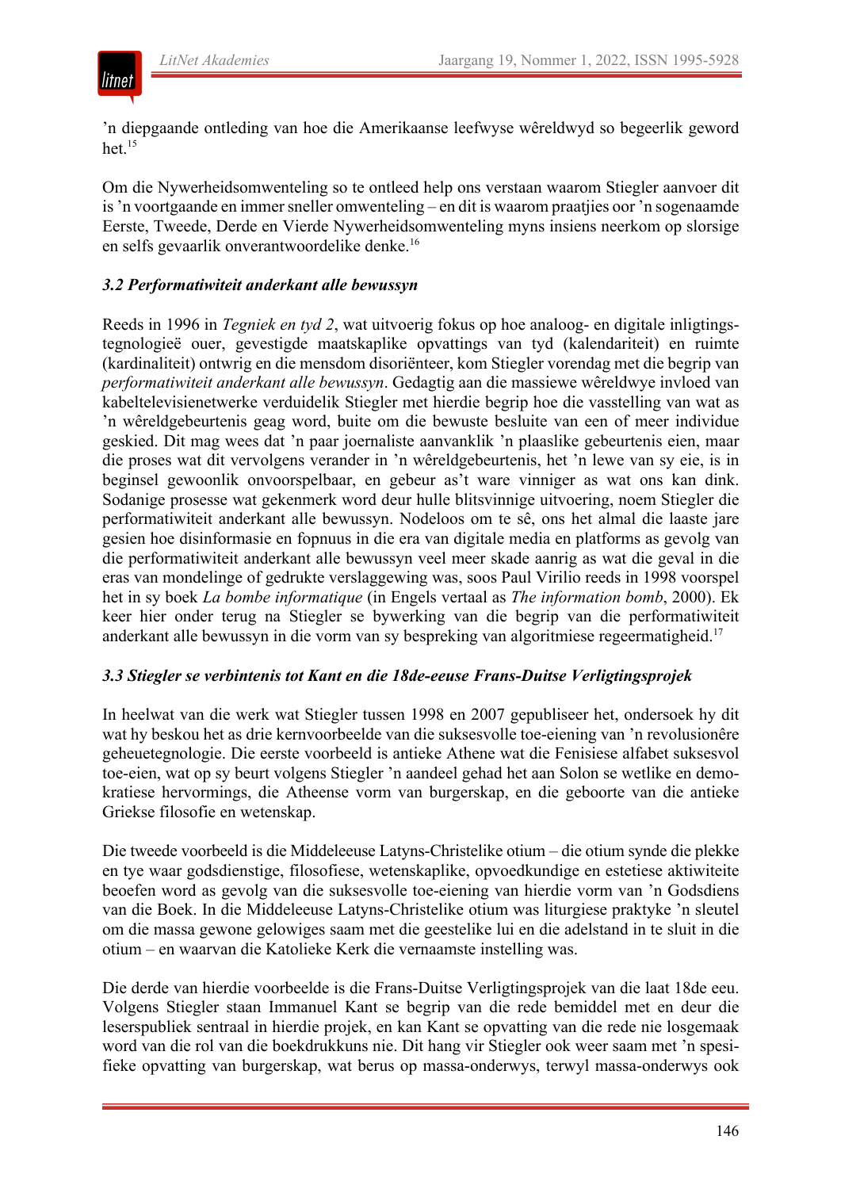'n diepgaande ontleding van hoe die Amerikaanse leefwyse wêreldwyd so begeerlik geword het.[15]

Om die Nywerheidsomwenteling so te ontleed help ons verstaan waarom Stiegler aanvoer dit is 'n voortgaande en immer sneller omwenteling – en dit is waarom praatjies oor 'n sogenaamde Eerste, Tweede, Derde en Vierde Nywerheidsomwenteling myns insiens neerkom op slorsige en selfs gevaarlik onverantwoordelike denke.[16]

### *3.2 Performatiwiteit anderkant alle bewussyn*

Reeds in 1996 in *Tegniek en tyd 2*, wat uitvoerig fokus op hoe analoog- en digitale inligtingstegnologieë ouer, gevestigde maatskaplike opvattings van tyd (kalendariteit) en ruimte (kardinaliteit) ontwrig en die mensdom disoriënteer, kom Stiegler vorendag met die begrip van *performatiwiteit anderkant alle bewussyn*. Gedagtig aan die massiewe wêreldwye invloed van kabeltelevisienetwerke verduidelik Stiegler met hierdie begrip hoe die vasstelling van wat as 'n wêreldgebeurtenis geag word, buite om die bewuste besluite van een of meer individue geskied. Dit mag wees dat 'n paar joernaliste aanvanklik 'n plaaslike gebeurtenis eien, maar die proses wat dit vervolgens verander in 'n wêreldgebeurtenis, het 'n lewe van sy eie, is in beginsel gewoonlik onvoorspelbaar, en gebeur as't ware vinniger as wat ons kan dink. Sodanige prosesse wat gekenmerk word deur hulle blitsvinnige uitvoering, noem Stiegler die performatiwiteit anderkant alle bewussyn. Nodeloos om te sê, ons het almal die laaste jare gesien hoe disinformasie en fopnuus in die era van digitale media en platforms as gevolg van die performatiwiteit anderkant alle bewussyn veel meer skade aanrig as wat die geval in die eras van mondelinge of gedrukte verslaggewing was, soos Paul Virilio reeds in 1998 voorspel het in sy boek *La bombe informatique* (in Engels vertaal as *The information bomb*, 2000). Ek keer hier onder terug na Stiegler se bywerking van die begrip van die performatiwiteit anderkant alle bewussyn in die vorm van sy bespreking van algoritmiese regeermatigheid.[17]

### *3.3 Stiegler se verbintenis tot Kant en die 18de-eeuse Frans-Duitse Verligtingsprojek*

In heelwat van die werk wat Stiegler tussen 1998 en 2007 gepubliseer het, ondersoek hy dit wat hy beskou het as drie kernvoorbeelde van die suksesvolle toe-eiening van 'n revolusionêre geheuetegnologie. Die eerste voorbeeld is antieke Athene wat die Fenisiese alfabet suksesvol toe-eien, wat op sy beurt volgens Stiegler 'n aandeel gehad het aan Solon se wetlike en demokratiese hervormings, die Atheense vorm van burgerskap, en die geboorte van die antieke Griekse filosofie en wetenskap.

Die tweede voorbeeld is die Middeleeuse Latyns-Christelike otium – die otium synde die plekke en tye waar godsdienstige, filosofiese, wetenskaplike, opvoedkundige en estetiese aktiwiteite beoefen word as gevolg van die suksesvolle toe-eiening van hierdie vorm van 'n Godsdiens van die Boek. In die Middeleeuse Latyns-Christelike otium was liturgiese praktyke 'n sleutel om die massa gewone gelowiges saam met die geestelike lui en die adelstand in te sluit in die otium – en waarvan die Katolieke Kerk die vernaamste instelling was.

Die derde van hierdie voorbeelde is die Frans-Duitse Verligtingsprojek van die laat 18de eeu. Volgens Stiegler staan Immanuel Kant se begrip van die rede bemiddel met en deur die leserspubliek sentraal in hierdie projek, en kan Kant se opvatting van die rede nie losgemaak word van die rol van die boekdrukkuns nie. Dit hang vir Stiegler ook weer saam met 'n spesifieke opvatting van burgerskap, wat berus op massa-onderwys, terwyl massa-onderwys ook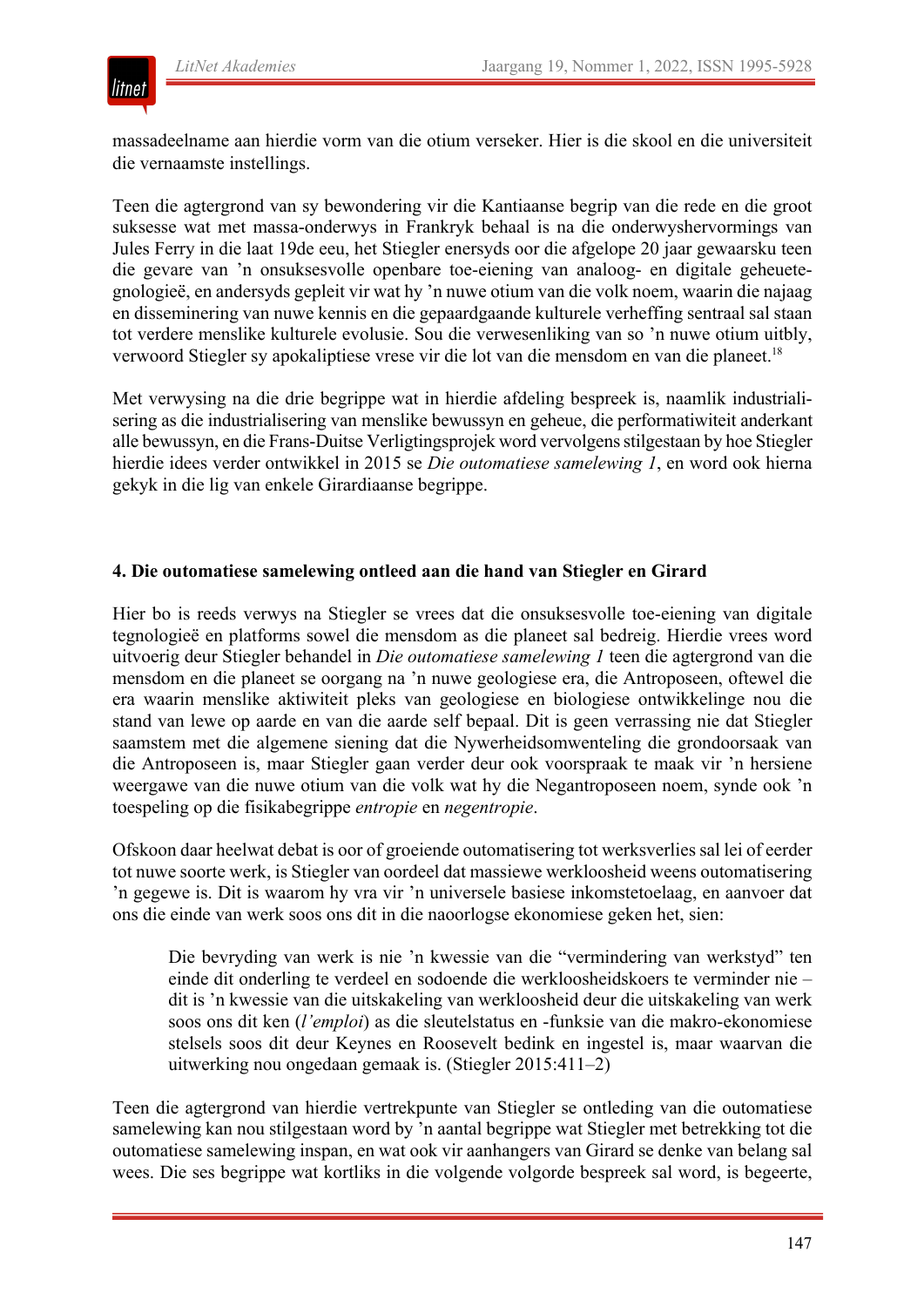massadeelname aan hierdie vorm van die otium verseker. Hier is die skool en die universiteit die vernaamste instellings.

Teen die agtergrond van sy bewondering vir die Kantiaanse begrip van die rede en die groot suksesse wat met massa-onderwys in Frankryk behaal is na die onderwyshervormings van Jules Ferry in die laat 19de eeu, het Stiegler enersyds oor die afgelope 20 jaar gewaarsku teen die gevare van 'n onsuksesvolle openbare toe-eiening van analoog- en digitale geheuetegnologieë, en andersyds gepleit vir wat hy 'n nuwe otium van die volk noem, waarin die najaag en disseminering van nuwe kennis en die gepaardgaande kulturele verheffing sentraal sal staan tot verdere menslike kulturele evolusie. Sou die verwesenliking van so 'n nuwe otium uitbly, verwoord Stiegler sy apokaliptiese vrese vir die lot van die mensdom en van die planeet.[18]

Met verwysing na die drie begrippe wat in hierdie afdeling bespreek is, naamlik industrialisering as die industrialisering van menslike bewussyn en geheue, die performatiwiteit anderkant alle bewussyn, en die Frans-Duitse Verligtingsprojek word vervolgens stilgestaan by hoe Stiegler hierdie idees verder ontwikkel in 2015 se *Die outomatiese samelewing 1*, en word ook hierna gekyk in die lig van enkele Girardiaanse begrippe.

## 4. Die outomatiese samelewing ontleed aan die hand van Stiegler en Girard

Hier bo is reeds verwys na Stiegler se vrees dat die onsuksesvolle toe-eiening van digitale tegnologieë en platforms sowel die mensdom as die planeet sal bedreig. Hierdie vrees word uitvoerig deur Stiegler behandel in *Die outomatiese samelewing 1* teen die agtergrond van die mensdom en die planeet se oorgang na 'n nuwe geologiese era, die Antroposeen, oftewel die era waarin menslike aktiwiteit pleks van geologiese en biologiese ontwikkelinge nou die stand van lewe op aarde en van die aarde self bepaal. Dit is geen verrassing nie dat Stiegler saamstem met die algemene siening dat die Nywerheidsomwenteling die grondoorsaak van die Antroposeen is, maar Stiegler gaan verder deur ook voorspraak te maak vir 'n hersiene weergawe van die nuwe otium van die volk wat hy die Negantroposeen noem, synde ook 'n toespeling op die fisikabegrippe *entropie* en *negentropie*.

Ofskoon daar heelwat debat is oor of groeiende outomatisering tot werksverlies sal lei of eerder tot nuwe soorte werk, is Stiegler van oordeel dat massiewe werkloosheid weens outomatisering 'n gegewe is. Dit is waarom hy vra vir 'n universele basiese inkomstetoelaag, en aanvoer dat ons die einde van werk soos ons dit in die naoorlogse ekonomiese geken het, sien:

> Die bevryding van werk is nie 'n kwessie van die "vermindering van werkstyd" ten einde dit onderling te verdeel en sodoende die werkloosheidskoers te verminder nie – dit is 'n kwessie van die uitskakeling van werkloosheid deur die uitskakeling van werk soos ons dit ken (*l'emploi*) as die sleutelstatus en -funksie van die makro-ekonomiese stelsels soos dit deur Keynes en Roosevelt bedink en ingestel is, maar waarvan die uitwerking nou ongedaan gemaak is. (Stiegler 2015:411–2)

Teen die agtergrond van hierdie vertrekpunte van Stiegler se ontleding van die outomatiese samelewing kan nou stilgestaan word by 'n aantal begrippe wat Stiegler met betrekking tot die outomatiese samelewing inspan, en wat ook vir aanhangers van Girard se denke van belang sal wees. Die ses begrippe wat kortliks in die volgende volgorde bespreek sal word, is begeerte,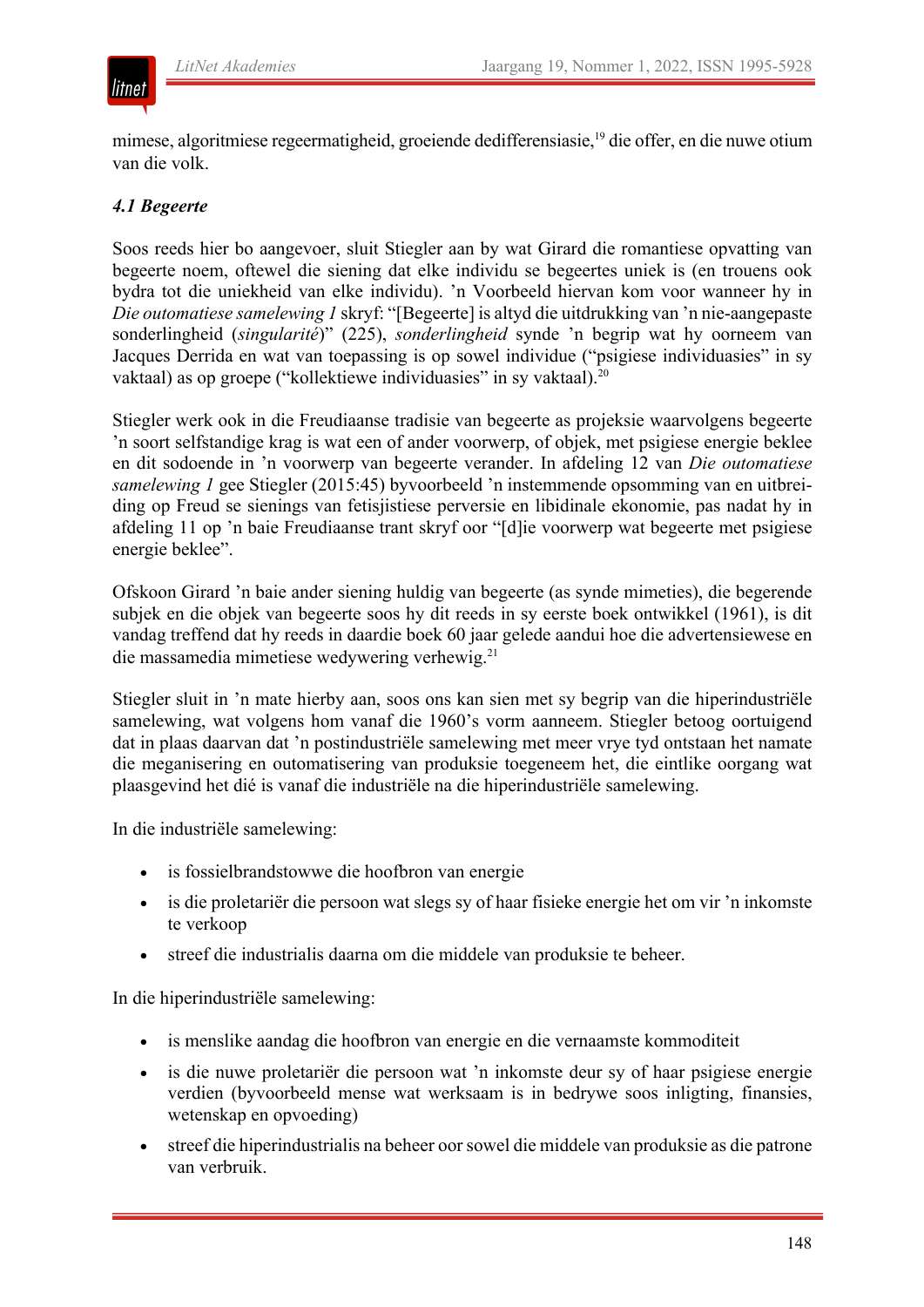mimese, algoritmiese regeermatigheid, groeiende dedifferensiasie,[19] die offer, en die nuwe otium van die volk.

### *4.1 Begeerte*

Soos reeds hier bo aangevoer, sluit Stiegler aan by wat Girard die romantiese opvatting van begeerte noem, oftewel die siening dat elke individu se begeertes uniek is (en trouens ook bydra tot die uniekheid van elke individu). ’n Voorbeeld hiervan kom voor wanneer hy in *Die outomatiese samelewing 1* skryf: “[Begeerte] is altyd die uitdrukking van ’n nie-aangepaste sonderlingheid (*singularité*)” (225), *sonderlingheid* synde ’n begrip wat hy oorneem van Jacques Derrida en wat van toepassing is op sowel individue (“psigiese individuasies” in sy vaktaal) as op groepe (“kollektiewe individuasies” in sy vaktaal).[20]

Stiegler werk ook in die Freudiaanse tradisie van begeerte as projeksie waarvolgens begeerte ’n soort selfstandige krag is wat een of ander voorwerp, of objek, met psigiese energie beklee en dit sodoende in ’n voorwerp van begeerte verander. In afdeling 12 van *Die outomatiese samelewing 1* gee Stiegler (2015:45) byvoorbeeld ’n instemmende opsomming van en uitbreiding op Freud se sienings van fetisjistiese perversie en libidinale ekonomie, pas nadat hy in afdeling 11 op ’n baie Freudiaanse trant skryf oor “[d]ie voorwerp wat begeerte met psigiese energie beklee”.

Ofskoon Girard ’n baie ander siening huldig van begeerte (as synde mimeties), die begerende subjek en die objek van begeerte soos hy dit reeds in sy eerste boek ontwikkel (1961), is dit vandag treffend dat hy reeds in daardie boek 60 jaar gelede aandui hoe die advertensiewese en die massamedia mimetiese wedywering verhewig.[21]

Stiegler sluit in ’n mate hierby aan, soos ons kan sien met sy begrip van die hiperindustriële samelewing, wat volgens hom vanaf die 1960’s vorm aanneem. Stiegler betoog oortuigend dat in plaas daarvan dat ’n postindustriële samelewing met meer vrye tyd ontstaan het namate die meganisering en outomatisering van produksie toegeneem het, die eintlike oorgang wat plaasgevind het dié is vanaf die industriële na die hiperindustriële samelewing.

In die industriële samelewing:

- is fossielbrandstowwe die hoofbron van energie
- is die proletariër die persoon wat slegs sy of haar fisieke energie het om vir ’n inkomste te verkoop
- streef die industrialis daarna om die middele van produksie te beheer.

In die hiperindustriële samelewing:

- is menslike aandag die hoofbron van energie en die vernaamste kommoditeit
- is die nuwe proletariër die persoon wat ’n inkomste deur sy of haar psigiese energie verdien (byvoorbeeld mense wat werksaam is in bedrywe soos inligting, finansies, wetenskap en opvoeding)
- streef die hiperindustrialis na beheer oor sowel die middele van produksie as die patrone van verbruik.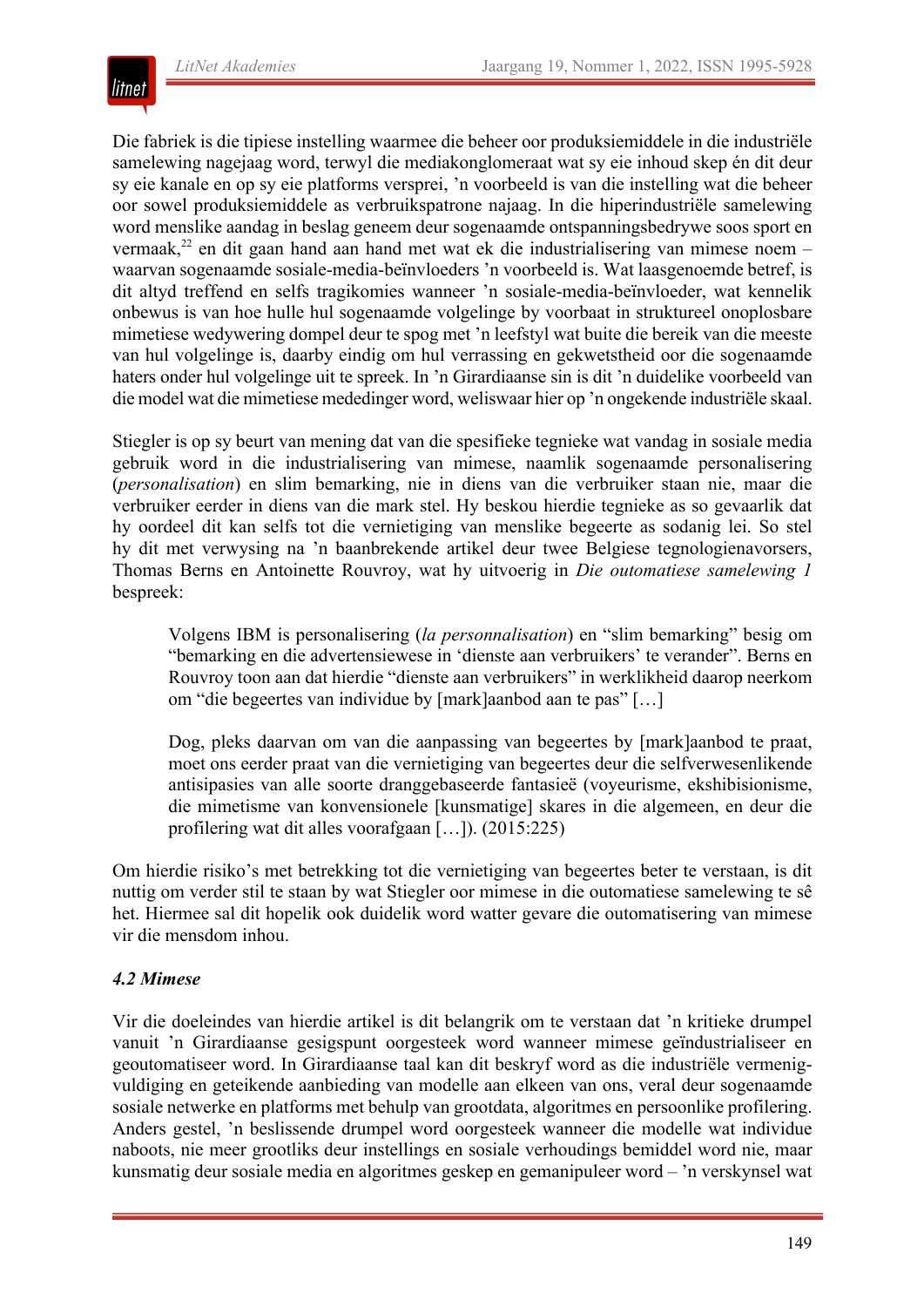Die fabriek is die tipiese instelling waarmee die beheer oor produksiemiddele in die industriële samelewing nagejaag word, terwyl die mediakonglomeraat wat sy eie inhoud skep én dit deur sy eie kanale en op sy eie platforms versprei, 'n voorbeeld is van die instelling wat die beheer oor sowel produksiemiddele as verbruikspatrone najaag. In die hiperindustriële samelewing word menslike aandag in beslag geneem deur sogenaamde ontspanningsbedrywe soos sport en vermaak,[22] en dit gaan hand aan hand met wat ek die industrialisering van mimese noem – waarvan sogenaamde sosiale-media-beïnvloeders 'n voorbeeld is. Wat laasgenoemde betref, is dit altyd treffend en selfs tragikomies wanneer 'n sosiale-media-beïnvloeder, wat kennelik onbewus is van hoe hulle hul sogenaamde volgelinge by voorbaat in struktureel onoplosbare mimetiese wedywering dompel deur te spog met 'n leefstyl wat buite die bereik van die meeste van hul volgelinge is, daarby eindig om hul verrassing en gekwetstheid oor die sogenaamde haters onder hul volgelinge uit te spreek. In 'n Girardiaanse sin is dit 'n duidelike voorbeeld van die model wat die mimetiese mededinger word, weliswaar hier op 'n ongekende industriële skaal.

Stiegler is op sy beurt van mening dat van die spesifieke tegnieke wat vandag in sosiale media gebruik word in die industrialisering van mimese, naamlik sogenaamde personalisering (*personalisation*) en slim bemarking, nie in diens van die verbruiker staan nie, maar die verbruiker eerder in diens van die mark stel. Hy beskou hierdie tegnieke as so gevaarlik dat hy oordeel dit kan selfs tot die vernietiging van menslike begeerte as sodanig lei. So stel hy dit met verwysing na 'n baanbrekende artikel deur twee Belgiese tegnologienavorsers, Thomas Berns en Antoinette Rouvroy, wat hy uitvoerig in *Die outomatiese samelewing 1* bespreek:

> Volgens IBM is personalisering (*la personnalisation*) en "slim bemarking" besig om "bemarking en die advertensiewese in 'dienste aan verbruikers' te verander". Berns en Rouvroy toon aan dat hierdie "dienste aan verbruikers" in werklikheid daarop neerkom om "die begeertes van individue by [mark]aanbod aan te pas" […]
>
> Dog, pleks daarvan om van die aanpassing van begeertes by [mark]aanbod te praat, moet ons eerder praat van die vernietiging van begeertes deur die selfverwesenlikende antisipasies van alle soorte dranggebaseerde fantasieë (voyeurisme, ekshibisionisme, die mimetisme van konvensionele [kunsmatige] skares in die algemeen, en deur die profilering wat dit alles voorafgaan […]). (2015:225)

Om hierdie risiko's met betrekking tot die vernietiging van begeertes beter te verstaan, is dit nuttig om verder stil te staan by wat Stiegler oor mimese in die outomatiese samelewing te sê het. Hiermee sal dit hopelik ook duidelik word watter gevare die outomatisering van mimese vir die mensdom inhou.

### *4.2 Mimese*

Vir die doeleindes van hierdie artikel is dit belangrik om te verstaan dat 'n kritieke drumpel vanuit 'n Girardiaanse gesigspunt oorgesteek word wanneer mimese geïndustrialiseer en geoutomatiseer word. In Girardiaanse taal kan dit beskryf word as die industriële vermenigvuldiging en geteikende aanbieding van modelle aan elkeen van ons, veral deur sogenaamde sosiale netwerke en platforms met behulp van grootdata, algoritmes en persoonlike profilering. Anders gestel, 'n beslissende drumpel word oorgesteek wanneer die modelle wat individue naboots, nie meer grootliks deur instellings en sosiale verhoudings bemiddel word nie, maar kunsmatig deur sosiale media en algoritmes geskep en gemanipuleer word – 'n verskynsel wat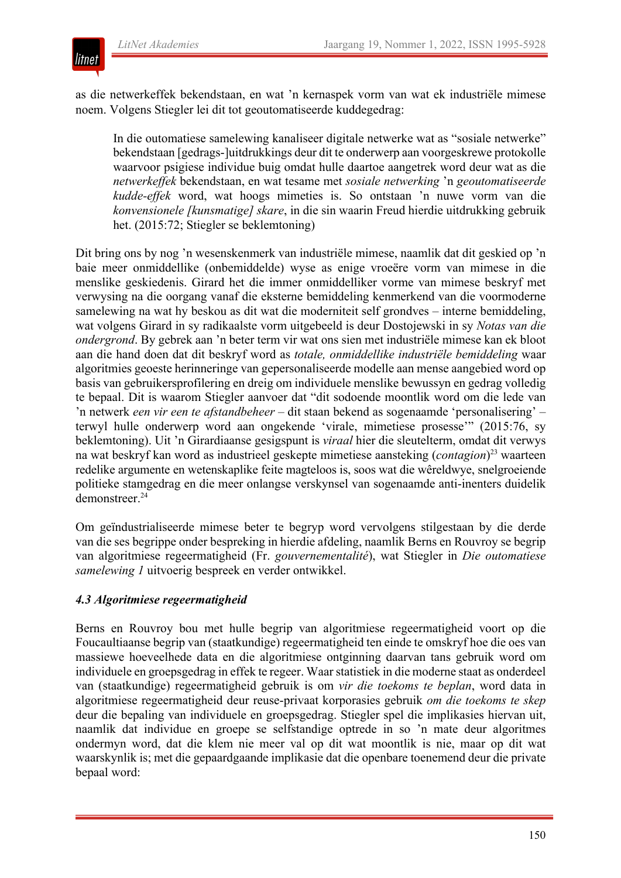as die netwerkeffek bekendstaan, en wat ’n kernaspek vorm van wat ek industriële mimese noem. Volgens Stiegler lei dit tot geoutomatiseerde kuddegedrag:

> In die outomatiese samelewing kanaliseer digitale netwerke wat as “sosiale netwerke” bekendstaan [gedrags-]uitdrukkings deur dit te onderwerp aan voorgeskrewe protokolle waarvoor psigiese individue buig omdat hulle daartoe aangetrek word deur wat as die *netwerkeffek* bekendstaan, en wat tesame met *sosiale netwerking* ’n *geoutomatiseerde kudde-effek* word, wat hoogs mimeties is. So ontstaan ’n nuwe vorm van die *konvensionele [kunsmatige] skare*, in die sin waarin Freud hierdie uitdrukking gebruik het. (2015:72; Stiegler se beklemtoning)

Dit bring ons by nog ’n wesenskenmerk van industriële mimese, naamlik dat dit geskied op ’n baie meer onmiddellike (onbemiddelde) wyse as enige vroeëre vorm van mimese in die menslike geskiedenis. Girard het die immer onmiddelliker vorme van mimese beskryf met verwysing na die oorgang vanaf die eksterne bemiddeling kenmerkend van die voormoderne samelewing na wat hy beskou as dit wat die moderniteit self grondves – interne bemiddeling, wat volgens Girard in sy radikaalste vorm uitgebeeld is deur Dostojewski in sy *Notas van die ondergrond*. By gebrek aan ’n beter term vir wat ons sien met industriële mimese kan ek bloot aan die hand doen dat dit beskryf word as *totale, onmiddellike industriële bemiddeling* waar algoritmies geoeste herinneringe van gepersonaliseerde modelle aan mense aangebied word op basis van gebruikersprofilering en dreig om individuele menslike bewussyn en gedrag volledig te bepaal. Dit is waarom Stiegler aanvoer dat “dit sodoende moontlik word om die lede van ’n netwerk *een vir een te afstandbeheer* – dit staan bekend as sogenaamde ‘personalisering’ – terwyl hulle onderwerp word aan ongekende ‘virale, mimetiese prosesse’” (2015:76, sy beklemtoning). Uit ’n Girardiaanse gesigspunt is *viraal* hier die sleutelterm, omdat dit verwys na wat beskryf kan word as industrieel geskepte mimetiese aansteking (*contagion*)[23] waarteen redelike argumente en wetenskaplike feite magteloos is, soos wat die wêreldwye, snelgroeiende politieke stamgedrag en die meer onlangse verskynsel van sogenaamde anti-inenters duidelik demonstreer.[24]

Om geïndustrialiseerde mimese beter te begryp word vervolgens stilgestaan by die derde van die ses begrippe onder bespreking in hierdie afdeling, naamlik Berns en Rouvroy se begrip van algoritmiese regeermatigheid (Fr. *gouvernementalité*), wat Stiegler in *Die outomatiese samelewing 1* uitvoerig bespreek en verder ontwikkel.

#### *4.3 Algoritmiese regeermatigheid*

Berns en Rouvroy bou met hulle begrip van algoritmiese regeermatigheid voort op die Foucaultiaanse begrip van (staatkundige) regeermatigheid ten einde te omskryf hoe die oes van massiewe hoeveelhede data en die algoritmiese ontginning daarvan tans gebruik word om individuele en groepsgedrag in effek te regeer. Waar statistiek in die moderne staat as onderdeel van (staatkundige) regeermatigheid gebruik is om *vir die toekoms te beplan*, word data in algoritmiese regeermatigheid deur reuse-privaat korporasies gebruik *om die toekoms te skep* deur die bepaling van individuele en groepsgedrag. Stiegler spel die implikasies hiervan uit, naamlik dat individue en groepe se selfstandige optrede in so ’n mate deur algoritmes ondermyn word, dat die klem nie meer val op dit wat moontlik is nie, maar op dit wat waarskynlik is; met die gepaardgaande implikasie dat die openbare toenemend deur die private bepaal word: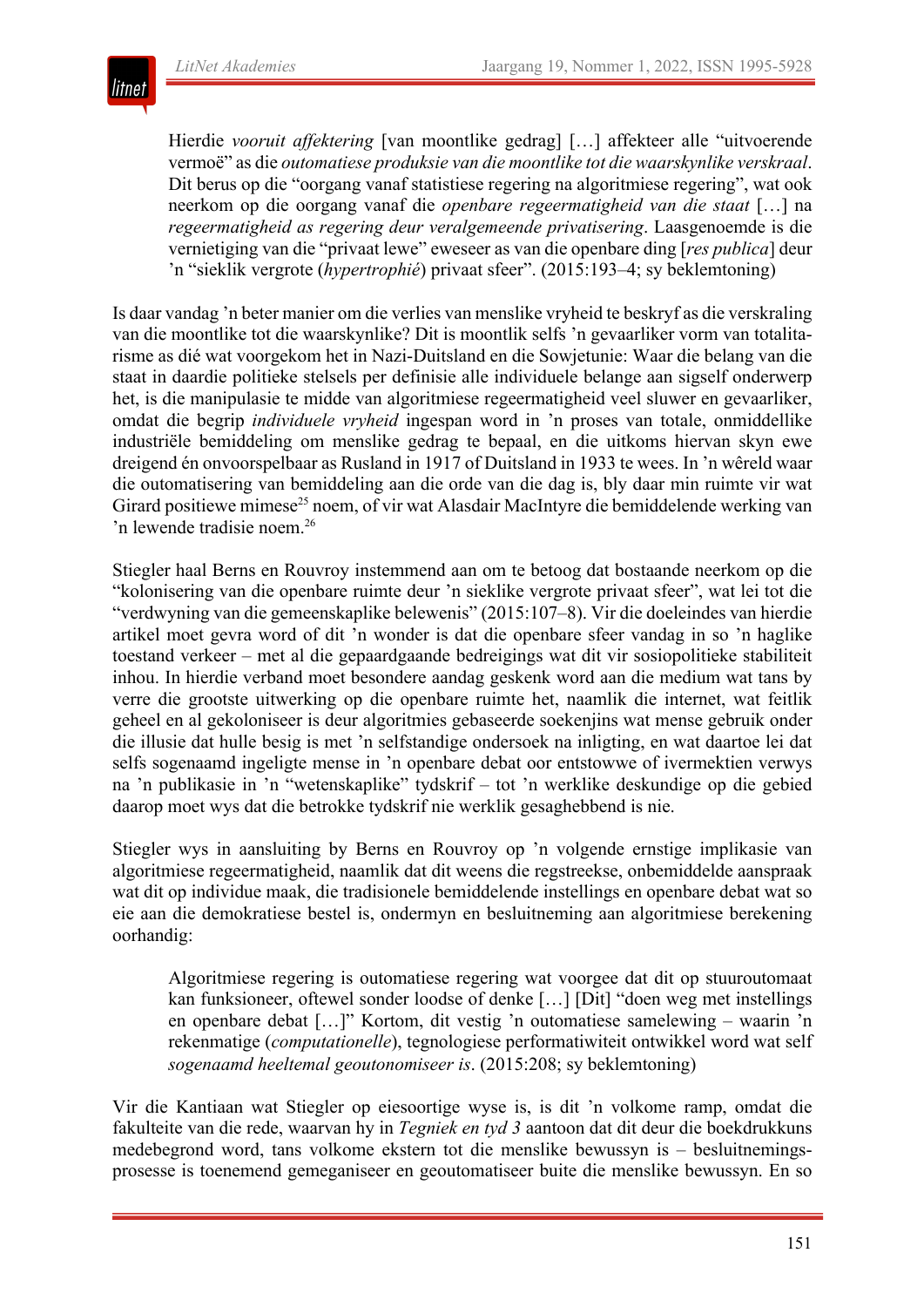> Hierdie *vooruit affektering* [van moontlike gedrag] […] affekteer alle "uitvoerende vermoë" as die *outomatiese produksie van die moontlike tot die waarskynlike verskraal*. Dit berus op die "oorgang vanaf statistiese regering na algoritmiese regering", wat ook neerkom op die oorgang vanaf die *openbare regeermatigheid van die staat* […] na *regeermatigheid as regering deur veralgemeende privatisering*. Laasgenoemde is die vernietiging van die "privaat lewe" eweseer as van die openbare ding [*res publica*] deur 'n "sieklik vergrote (*hypertrophié*) privaat sfeer". (2015:193–4; sy beklemtoning)

Is daar vandag 'n beter manier om die verlies van menslike vryheid te beskryf as die verskraling van die moontlike tot die waarskynlike? Dit is moontlik selfs 'n gevaarliker vorm van totalitarisme as dié wat voorgekom het in Nazi-Duitsland en die Sowjetunie: Waar die belang van die staat in daardie politieke stelsels per definisie alle individuele belange aan sigself onderworp het, is die manipulasie te midde van algoritmiese regeermatigheid veel sluwer en gevaarliker, omdat die begrip *individuele vryheid* ingespan word in 'n proses van totale, onmiddellike industriële bemiddeling om menslike gedrag te bepaal, en die uitkoms hiervan skyn ewe dreigend én onvoorspelbaar as Rusland in 1917 of Duitsland in 1933 te wees. In 'n wêreld waar die outomatisering van bemiddeling aan die orde van die dag is, bly daar min ruimte vir wat Girard positiewe mimese[25] noem, of vir wat Alasdair MacIntyre die bemiddelende werking van 'n lewende tradisie noem.[26]

Stiegler haal Berns en Rouvroy instemmend aan om te betoog dat bostaande neerkom op die "kolonisering van die openbare ruimte deur 'n sieklike vergrote privaat sfeer", wat lei tot die "verdwyning van die gemeenskaplike belewenis" (2015:107–8). Vir die doeleindes van hierdie artikel moet gevra word of dit 'n wonder is dat die openbare sfeer vandag in so 'n haglike toestand verkeer – met al die gepaardgaande bedreigings wat dit vir sosiopolitieke stabiliteit inhou. In hierdie verband moet besondere aandag geskenk word aan die medium wat tans by verre die grootste uitwerking op die openbare ruimte het, naamlik die internet, wat feitlik geheel en al gekoloniseer is deur algoritmies gebaseerde soekenjins wat mense gebruik onder die illusie dat hulle besig is met 'n selfstandige ondersoek na inligting, en wat daartoe lei dat selfs sogenaamd ingeligte mense in 'n openbare debat oor entstowwe of ivermektien verwys na 'n publikasie in 'n "wetenskaplike" tydskrif – tot 'n werklike deskundige op die gebied daarop moet wys dat die betrokke tydskrif nie werklik gesaghebbend is nie.

Stiegler wys in aansluiting by Berns en Rouvroy op 'n volgende ernstige implikasie van algoritmiese regeermatigheid, naamlik dat dit weens die regstreekse, onbemiddelde aanspraak wat dit op individue maak, die tradisionele bemiddelende instellings en openbare debat wat so eie aan die demokratiese bestel is, ondermyn en besluitneming aan algoritmiese berekening oorhandig:

> Algoritmiese regering is outomatiese regering wat voorgee dat dit op stuuroutomaat kan funksioneer, oftewel sonder loodse of denke […] [Dit] "doen weg met instellings en openbare debat […]" Kortom, dit vestig 'n outomatiese samelewing – waarin 'n rekenmatige (*computationelle*), tegnologiese performatiwiteit ontwikkel word wat self *sogenaamd heeltemal geoutonomiseer is*. (2015:208; sy beklemtoning)

Vir die Kantiaan wat Stiegler op eiesoortige wyse is, is dit 'n volkome ramp, omdat die fakulteite van die rede, waarvan hy in *Tegniek en tyd 3* aantoon dat dit deur die boekdrukkuns medebegrond word, tans volkome ekstern tot die menslike bewussyn is – besluitnemingsprosesse is toenemend gemeganiseer en geoutomatiseer buite die menslike bewussyn. En so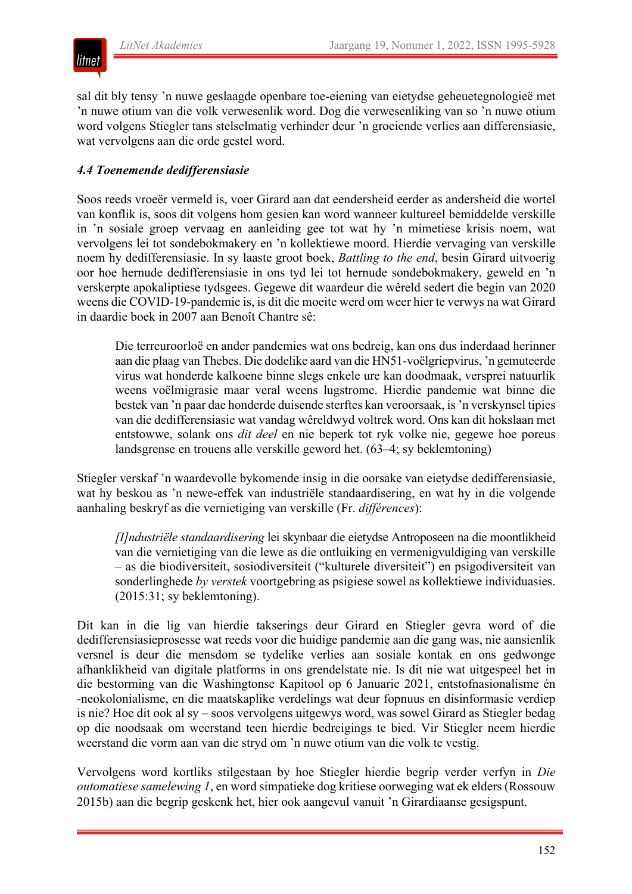sal dit bly tensy 'n nuwe geslaagde openbare toe-eiening van eietydse geheuetegnologieë met 'n nuwe otium van die volk verwesenlik word. Dog die verwesenliking van so 'n nuwe otium word volgens Stiegler tans stelselmatig verhinder deur 'n groeiende verlies aan differensiasie, wat vervolgens aan die orde gestel word.

### *4.4 Toenemende dedifferensiasie*

Soos reeds vroeër vermeld is, voer Girard aan dat eendersheid eerder as andersheid die wortel van konflik is, soos dit volgens hom gesien kan word wanneer kultureel bemiddelde verskille in 'n sosiale groep vervaag en aanleiding gee tot wat hy 'n mimetiese krisis noem, wat vervolgens lei tot sondebokmakery en 'n kollektiewe moord. Hierdie vervaging van verskille noem hy dedifferensiasie. In sy laaste groot boek, *Battling to the end*, besin Girard uitvoerig oor hoe hernude dedifferensiasie in ons tyd lei tot hernude sondebokmakery, geweld en 'n verskerpte apokaliptiese tydsgees. Gegewe dit waardeur die wêreld sedert die begin van 2020 weens die COVID-19-pandemie is, is dit die moeite werd om weer hier te verwys na wat Girard in daardie boek in 2007 aan Benoît Chantre sê:

> Die terreuroorloë en ander pandemies wat ons bedreig, kan ons dus inderdaad herinner aan die plaag van Thebes. Die dodelike aard van die HN51-voëlgriepvirus, 'n gemuteerde virus wat honderde kalkoene binne slegs enkele ure kan doodmaak, versprei natuurlik weens voëlmigrasie maar veral weens lugstrome. Hierdie pandemie wat binne die bestek van 'n paar dae honderde duisende sterftes kan veroorsaak, is 'n verskynsel tipies van die dedifferensiasie wat vandag wêreldwyd voltrek word. Ons kan dit hokslaan met entstowwe, solank ons *dit deel* en nie beperk tot ryk volke nie, gegewe hoe poreus landsgrense en trouens alle verskille geword het. (63–4; sy beklemtoning)

Stiegler verskaf 'n waardevolle bykomende insig in die oorsake van eietydse dedifferensiasie, wat hy beskou as 'n newe-effek van industriële standaardisering, en wat hy in die volgende aanhaling beskryf as die vernietiging van verskille (Fr. *différences*):

> *[I]ndustriële standaardisering* lei skynbaar die eietydse Antroposeen na die moontlikheid van die vernietiging van die lewe as die ontluiking en vermenigvuldiging van verskille – as die biodiversiteit, sosiodiversiteit ("kulturele diversiteit") en psigodiversiteit van sonderlinghede *by verstek* voortgebring as psigiese sowel as kollektiewe individuasies. (2015:31; sy beklemtoning).

Dit kan in die lig van hierdie takserings deur Girard en Stiegler gevra word of die dedifferensiasieprosesse wat reeds voor die huidige pandemie aan die gang was, nie aansienlik versnel is deur die mensdom se tydelike verlies aan sosiale kontak en ons gedwonge afhanklikheid van digitale platforms in ons grendelstate nie. Is dit nie wat uitgespeel het in die bestorming van die Washingtonse Kapitool op 6 Januarie 2021, entstofnasionalisme én -neokolonialisme, en die maatskaplike verdelings wat deur fopnuus en disinformasie verdiep is nie? Hoe dit ook al sy – soos vervolgens uitgewys word, was sowel Girard as Stiegler bedag op die noodsaak om weerstand teen hierdie bedreigings te bied. Vir Stiegler neem hierdie weerstand die vorm aan van die stryd om 'n nuwe otium van die volk te vestig.

Vervolgens word kortliks stilgestaan by hoe Stiegler hierdie begrip verder verfyn in *Die outomatiese samelewing 1*, en word simpatieke dog kritiese oorweging wat ek elders (Rossouw 2015b) aan die begrip geskenk het, hier ook aangevul vanuit 'n Girardiaanse gesigspunt.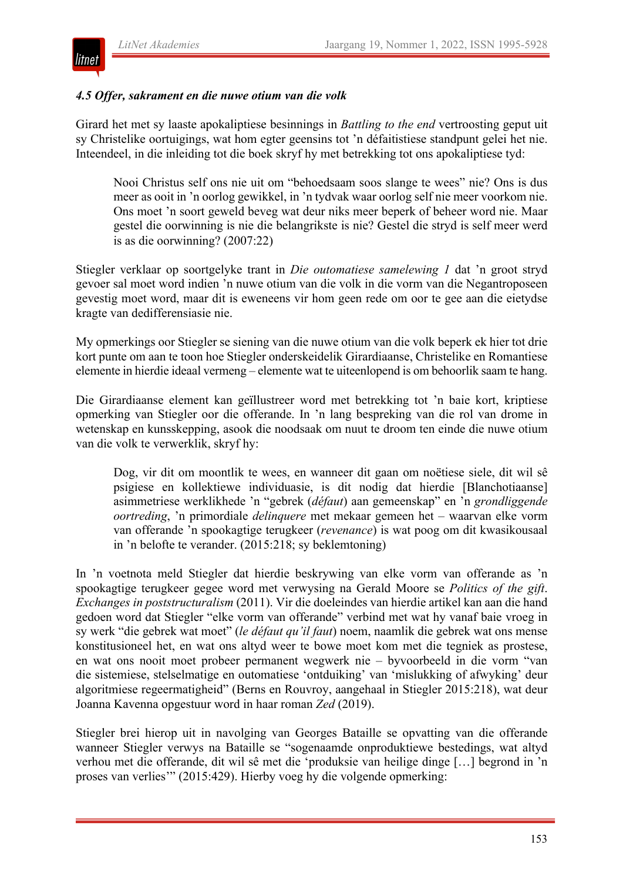### *4.5 Offer, sakrament en die nuwe otium van die volk*

Girard het met sy laaste apokaliptiese besinnings in *Battling to the end* vertroosting geput uit sy Christelike oortuigings, wat hom egter geensins tot 'n défaitistiese standpunt gelei het nie. Inteendeel, in die inleiding tot die boek skryf hy met betrekking tot ons apokaliptiese tyd:

> Nooi Christus self ons nie uit om "behoedsaam soos slange te wees" nie? Ons is dus meer as ooit in 'n oorlog gewikkel, in 'n tydvak waar oorlog self nie meer voorkom nie. Ons moet 'n soort geweld beveg wat deur niks meer beperk of beheer word nie. Maar gestel die oorwinning is nie die belangrikste is nie? Gestel die stryd is self meer werd is as die oorwinning? (2007:22)

Stiegler verklaar op soortgelyke trant in *Die outomatiese samelewing 1* dat 'n groot stryd gevoer sal moet word indien 'n nuwe otium van die volk in die vorm van die Negantroposeen gevestig moet word, maar dit is eweneens vir hom geen rede om oor te gee aan die eietydse kragte van dedifferensiasie nie.

My opmerkings oor Stiegler se siening van die nuwe otium van die volk beperk ek hier tot drie kort punte om aan te toon hoe Stiegler onderskeidelik Girardiaanse, Christelike en Romantiese elemente in hierdie ideaal vermeng – elemente wat te uiteenlopend is om behoorlik saam te hang.

Die Girardiaanse element kan geïllustreer word met betrekking tot 'n baie kort, kriptiese opmerking van Stiegler oor die offerande. In 'n lang bespreking van die rol van drome in wetenskap en kunsskepping, asook die noodsaak om nuut te droom ten einde die nuwe otium van die volk te verwerklik, skryf hy:

> Dog, vir dit om moontlik te wees, en wanneer dit gaan om noëtiese siele, dit wil sê psigiese en kollektiewe individuasie, is dit nodig dat hierdie [Blanchotiaanse] asimmetriese werklikhede 'n "gebrek (*défaut*) aan gemeenskap" en 'n *grondliggende oortreding*, 'n primordiale *delinquere* met mekaar gemeen het – waarvan elke vorm van offerande 'n spookagtige terugkeer (*revenance*) is wat poog om dit kwasikousaal in 'n belofte te verander. (2015:218; sy beklemtoning)

In 'n voetnota meld Stiegler dat hierdie beskrywing van elke vorm van offerande as 'n spookagtige terugkeer gegee word met verwysing na Gerald Moore se *Politics of the gift. Exchanges in poststructuralism* (2011). Vir die doeleindes van hierdie artikel kan aan die hand gedoen word dat Stiegler "elke vorm van offerande" verbind met wat hy vanaf baie vroeg in sy werk "die gebrek wat moet" (*le défaut qu'il faut*) noem, naamlik die gebrek wat ons mense konstitusioneel het, en wat ons altyd weer te bowe moet kom met die tegniek as prostese, en wat ons nooit moet probeer permanent wegwerk nie – byvoorbeeld in die vorm "van die sistemiese, stelselmatige en outomatiese 'ontduiking' van 'mislukking of afwyking' deur algoritmiese regeermatigheid" (Berns en Rouvroy, aangehaal in Stiegler 2015:218), wat deur Joanna Kavenna opgestuur word in haar roman *Zed* (2019).

Stiegler brei hierop uit in navolging van Georges Bataille se opvatting van die offerande wanneer Stiegler verwys na Bataille se "sogenaamde onproduktiewe bestedings, wat altyd verhou met die offerande, dit wil sê met die 'produksie van heilige dinge […] begrond in 'n proses van verlies'" (2015:429). Hierby voeg hy die volgende opmerking: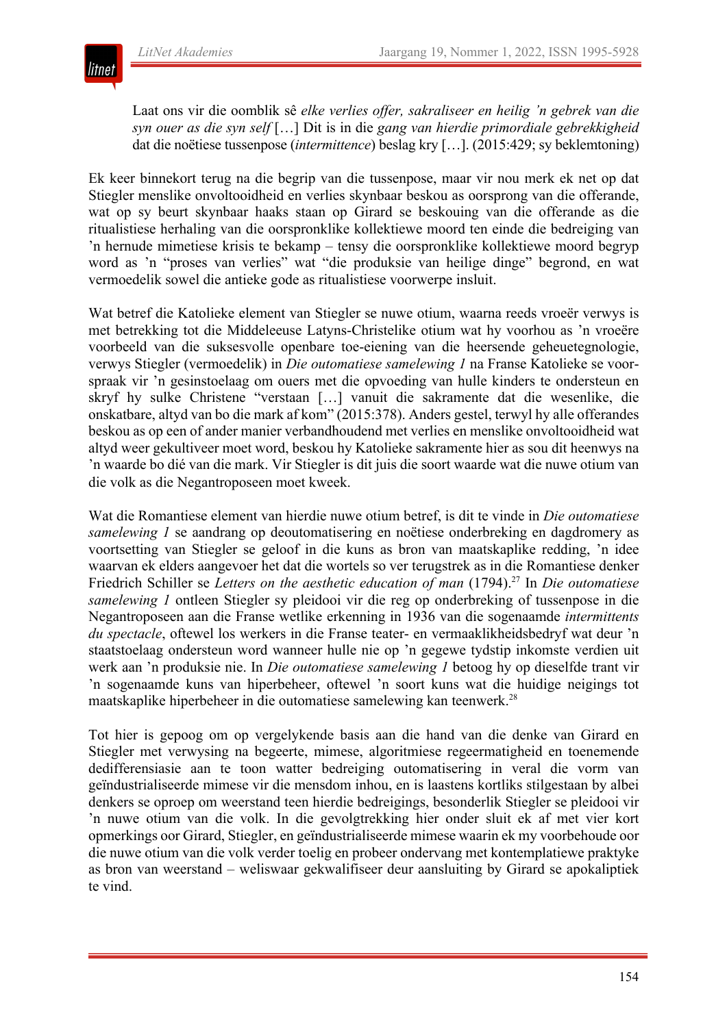> Laat ons vir die oomblik sê *elke verlies offer, sakraliseer en heilig 'n gebrek van die syn ouer as die syn self* […] Dit is in die *gang van hierdie primordiale gebrekkigheid* dat die noëtiese tussenpose (*intermittence*) beslag kry […]. (2015:429; sy beklemtoning)

Ek keer binnekort terug na die begrip van die tussenpose, maar vir nou merk ek net op dat Stiegler menslike onvoltooidheid en verlies skynbaar beskou as oorsprong van die offerande, wat op sy beurt skynbaar haaks staan op Girard se beskouing van die offerande as die ritualistiese herhaling van die oorspronklike kollektiewe moord ten einde die bedreiging van 'n hernude mimetiese krisis te bekamp – tensy die oorspronklike kollektiewe moord begryp word as 'n "proses van verlies" wat "die produksie van heilige dinge" begrond, en wat vermoedelik sowel die antieke gode as ritualistiese voorwerpe insluit.

Wat betref die Katolieke element van Stiegler se nuwe otium, waarna reeds vroeër verwys is met betrekking tot die Middeleeuse Latyns-Christelike otium wat hy voorhou as 'n vroeëre voorbeeld van die suksesvolle openbare toe-eiening van die heersende geheuetegnologie, verwys Stiegler (vermoedelik) in *Die outomatiese samelewing 1* na Franse Katolieke se voorspraak vir 'n gesinstoelaag om ouers met die opvoeding van hulle kinders te ondersteun en skryf hy sulke Christene "verstaan […] vanuit die sakramente dat die wesenlike, die onskatbare, altyd van bo die mark af kom" (2015:378). Anders gestel, terwyl hy alle offerandes beskou as op een of ander manier verbandhoudend met verlies en menslike onvoltooidheid wat altyd weer gekultiveer moet word, beskou hy Katolieke sakramente hier as sou dit heenwys na 'n waarde bo dié van die mark. Vir Stiegler is dit juis die soort waarde wat die nuwe otium van die volk as die Negantroposeen moet kweek.

Wat die Romantiese element van hierdie nuwe otium betref, is dit te vinde in *Die outomatiese samelewing 1* se aandrang op deoutomatisering en noëtiese onderbreking en dagdromery as voortsetting van Stiegler se geloof in die kuns as bron van maatskaplike redding, 'n idee waarvan ek elders aangevoer het dat die wortels so ver terugstrek as in die Romantiese denker Friedrich Schiller se *Letters on the aesthetic education of man* (1794).[27] In *Die outomatiese samelewing 1* ontleen Stiegler sy pleidooi vir die reg op onderbreking of tussenpose in die Negantroposeen aan die Franse wetlike erkenning in 1936 van die sogenaamde *intermittents du spectacle*, oftewel los werkers in die Franse teater- en vermaaklikheidsbedryf wat deur 'n staatstoelaag ondersteun word wanneer hulle nie op 'n gegewe tydstip inkomste verdien uit werk aan 'n produksie nie. In *Die outomatiese samelewing 1* betoog hy op dieselfde trant vir 'n sogenaamde kuns van hiperbeheer, oftewel 'n soort kuns wat die huidige neigings tot maatskaplike hiperbeheer in die outomatiese samelewing kan teenwerk.[28]

Tot hier is gepoog om op vergelykende basis aan die hand van die denke van Girard en Stiegler met verwysing na begeerte, mimese, algoritmiese regeermatigheid en toenemende dedifferensiasie aan te toon watter bedreiging outomatisering in veral die vorm van geïndustrialiseerde mimese vir die mensdom inhou, en is laastens kortliks stilgestaan by albei denkers se oproep om weerstand teen hierdie bedreigings, besonderlik Stiegler se pleidooi vir 'n nuwe otium van die volk. In die gevolgtrekking hier onder sluit ek af met vier kort opmerkings oor Girard, Stiegler, en geïndustrialiseerde mimese waarin ek my voorbehoude oor die nuwe otium van die volk verder toelig en probeer ondervang met kontemplatiewe praktyke as bron van weerstand – weliswaar gekwalifiseer deur aansluiting by Girard se apokaliptiek te vind.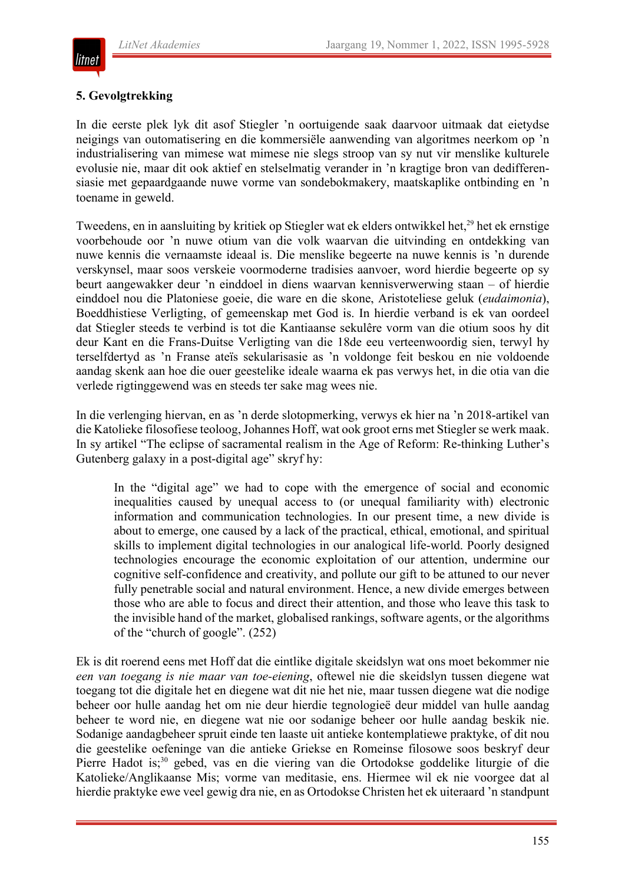## 5. Gevolgtrekking

In die eerste plek lyk dit asof Stiegler 'n oortuigende saak daarvoor uitmaak dat eietydse neigings van outomatisering en die kommersiële aanwending van algoritmes neerkom op 'n industrialisering van mimese wat mimese nie slegs stroop van sy nut vir menslike kulturele evolusie nie, maar dit ook aktief en stelselmatig verander in 'n kragtige bron van dedifferensiasie met gepaardgaande nuwe vorme van sondebokmakery, maatskaplike ontbinding en 'n toename in geweld.

Tweedens, en in aansluiting by kritiek op Stiegler wat ek elders ontwikkel het,[29] het ek ernstige voorbehoude oor 'n nuwe otium van die volk waarvan die uitvinding en ontdekking van nuwe kennis die vernaamste ideaal is. Die menslike begeerte na nuwe kennis is 'n durende verskynsel, maar soos verskeie voormoderne tradisies aanvoer, word hierdie begeerte op sy beurt aangewakker deur 'n einddoel in diens waarvan kennisverwerwing staan – of hierdie einddoel nou die Platoniese goeie, die ware en die skone, Aristoteliese geluk (*eudaimonia*), Boeddhistiese Verligting, of gemeenskap met God is. In hierdie verband is ek van oordeel dat Stiegler steeds te verbind is tot die Kantiaanse sekulêre vorm van die otium soos hy dit deur Kant en die Frans-Duitse Verligting van die 18de eeu verteenwoordig sien, terwyl hy terselfdertyd as 'n Franse ateïs sekularisasie as 'n voldonge feit beskou en nie voldoende aandag skenk aan hoe die ouer geestelike ideale waarna ek pas verwys het, in die otia van die verlede rigtinggewend was en steeds ter sake mag wees nie.

In die verlenging hiervan, en as 'n derde slotopmerking, verwys ek hier na 'n 2018-artikel van die Katolieke filosofiese teoloog, Johannes Hoff, wat ook groot erns met Stiegler se werk maak. In sy artikel "The eclipse of sacramental realism in the Age of Reform: Re-thinking Luther's Gutenberg galaxy in a post-digital age" skryf hy:

> In the "digital age" we had to cope with the emergence of social and economic inequalities caused by unequal access to (or unequal familiarity with) electronic information and communication technologies. In our present time, a new divide is about to emerge, one caused by a lack of the practical, ethical, emotional, and spiritual skills to implement digital technologies in our analogical life-world. Poorly designed technologies encourage the economic exploitation of our attention, undermine our cognitive self-confidence and creativity, and pollute our gift to be attuned to our never fully penetrable social and natural environment. Hence, a new divide emerges between those who are able to focus and direct their attention, and those who leave this task to the invisible hand of the market, globalised rankings, software agents, or the algorithms of the "church of google". (252)

Ek is dit roerend eens met Hoff dat die eintlike digitale skeidslyn wat ons moet bekommer nie *een van toegang is nie maar van toe-eiening*, oftewel nie die skeidslyn tussen diegene wat toegang tot die digitale het en diegene wat dit nie het nie, maar tussen diegene wat die nodige beheer oor hulle aandag het om nie deur hierdie tegnologieë deur middel van hulle aandag beheer te word nie, en diegene wat nie oor sodanige beheer oor hulle aandag beskik nie. Sodanige aandagbeheer spruit einde ten laaste uit antieke kontemplatiewe praktyke, of dit nou die geestelike oefeninge van die antieke Griekse en Romeinse filosowe soos beskryf deur Pierre Hadot is;[30] gebed, vas en die viering van die Ortodokse goddelike liturgie of die Katolieke/Anglikaanse Mis; vorme van meditasie, ens. Hiermee wil ek nie voorgee dat al hierdie praktyke ewe veel gewig dra nie, en as Ortodokse Christen het ek uiteraard 'n standpunt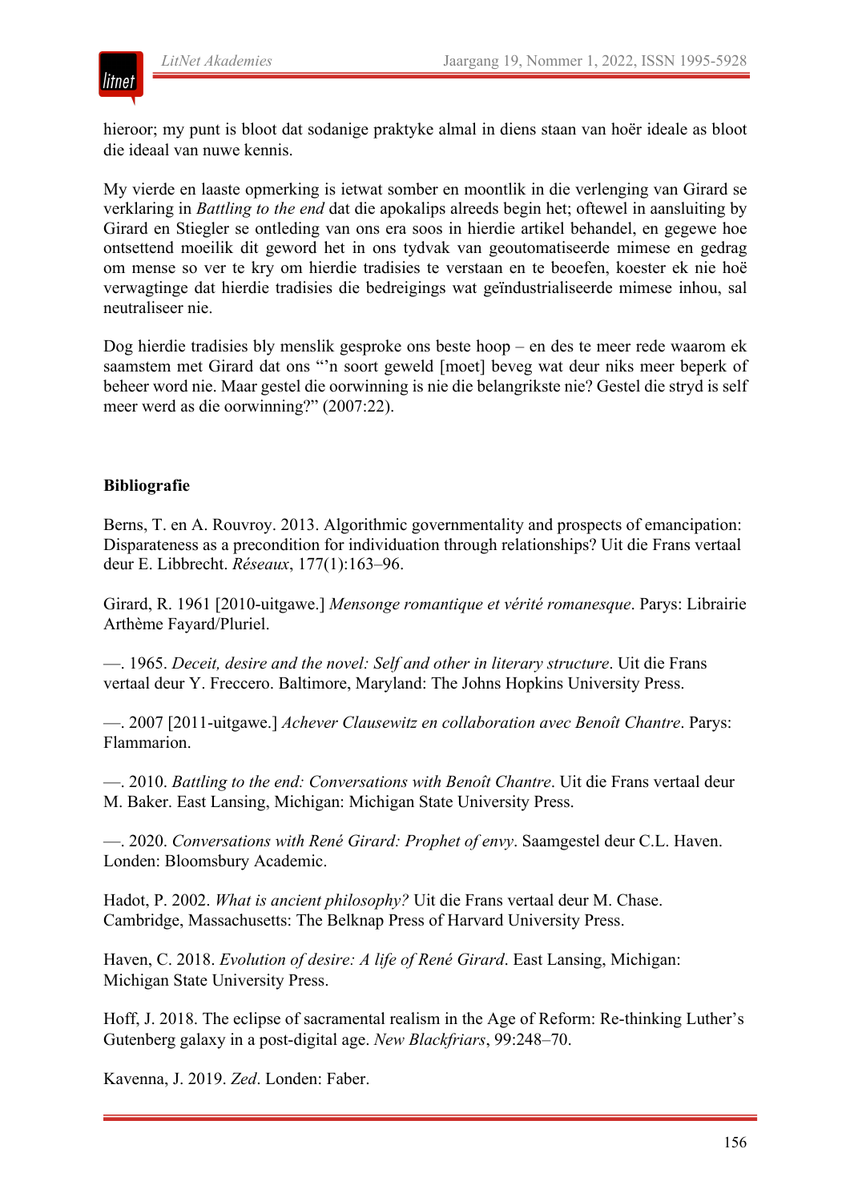hieroor; my punt is bloot dat sodanige praktyke almal in diens staan van hoër ideale as bloot die ideaal van nuwe kennis.

My vierde en laaste opmerking is ietwat somber en moontlik in die verlenging van Girard se verklaring in *Battling to the end* dat die apokalips alreeds begin het; oftewel in aansluiting by Girard en Stiegler se ontleding van ons era soos in hierdie artikel behandel, en gegewe hoe ontsettend moeilik dit geword het in ons tydvak van geoutomatiseerde mimese en gedrag om mense so ver te kry om hierdie tradisies te verstaan en te beoefen, koester ek nie hoë verwagtinge dat hierdie tradisies die bedreigings wat geïndustrialiseerde mimese inhou, sal neutraliseer nie.

Dog hierdie tradisies bly menslik gesproke ons beste hoop – en des te meer rede waarom ek saamstem met Girard dat ons "'n soort geweld [moet] beveg wat deur niks meer beperk of beheer word nie. Maar gestel die oorwinning is nie die belangrikste nie? Gestel die stryd is self meer werd as die oorwinning?" (2007:22).

## Bibliografie

Berns, T. en A. Rouvroy. 2013. Algorithmic governmentality and prospects of emancipation: Disparateness as a precondition for individuation through relationships? Uit die Frans vertaal deur E. Libbrecht. *Réseaux*, 177(1):163–96.

Girard, R. 1961 [2010-uitgawe.] *Mensonge romantique et vérité romanesque*. Parys: Librairie Arthème Fayard/Pluriel.

—. 1965. *Deceit, desire and the novel: Self and other in literary structure*. Uit die Frans vertaal deur Y. Freccero. Baltimore, Maryland: The Johns Hopkins University Press.

—. 2007 [2011-uitgawe.] *Achever Clausewitz en collaboration avec Benoît Chantre*. Parys: Flammarion.

—. 2010. *Battling to the end: Conversations with Benoît Chantre*. Uit die Frans vertaal deur M. Baker. East Lansing, Michigan: Michigan State University Press.

—. 2020. *Conversations with René Girard: Prophet of envy*. Saamgestel deur C.L. Haven. Londen: Bloomsbury Academic.

Hadot, P. 2002. *What is ancient philosophy?* Uit die Frans vertaal deur M. Chase. Cambridge, Massachusetts: The Belknap Press of Harvard University Press.

Haven, C. 2018. *Evolution of desire: A life of René Girard*. East Lansing, Michigan: Michigan State University Press.

Hoff, J. 2018. The eclipse of sacramental realism in the Age of Reform: Re-thinking Luther's Gutenberg galaxy in a post-digital age. *New Blackfriars*, 99:248–70.

Kavenna, J. 2019. *Zed*. Londen: Faber.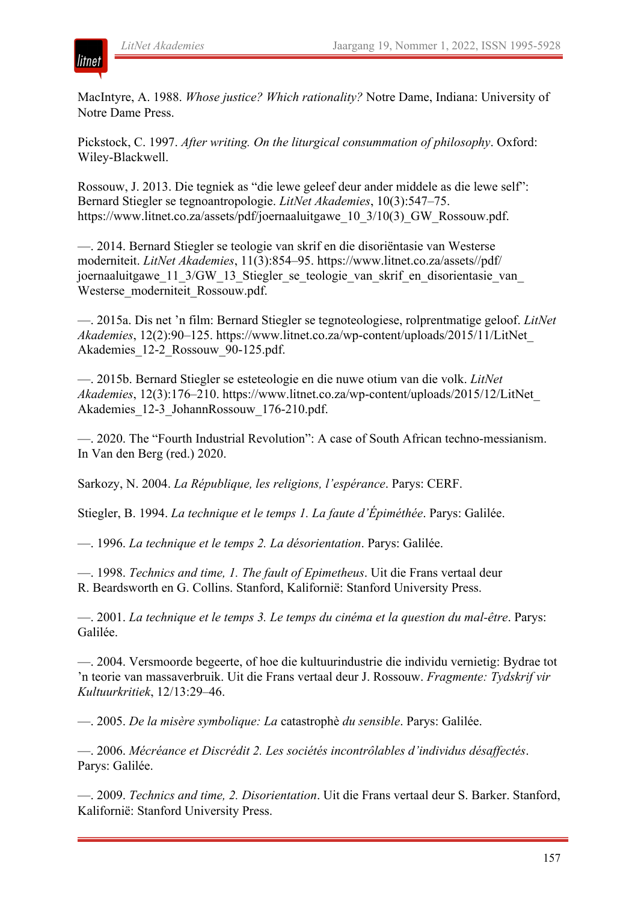MacIntyre, A. 1988. *Whose justice? Which rationality?* Notre Dame, Indiana: University of Notre Dame Press.

Pickstock, C. 1997. *After writing. On the liturgical consummation of philosophy*. Oxford: Wiley-Blackwell.

Rossouw, J. 2013. Die tegniek as "die lewe geleef deur ander middele as die lewe self": Bernard Stiegler se tegnoantropologie. *LitNet Akademies*, 10(3):547–75. https://www.litnet.co.za/assets/pdf/joernaaluitgawe_10_3/10(3)_GW_Rossouw.pdf.

—. 2014. Bernard Stiegler se teologie van skrif en die disoriëntasie van Westerse moderniteit. *LitNet Akademies*, 11(3):854–95. https://www.litnet.co.za/assets//pdf/joernaaluitgawe_11_3/GW_13_Stiegler_se_teologie_van_skrif_en_disorientasie_van_Westerse_moderniteit_Rossouw.pdf.

—. 2015a. Dis net 'n film: Bernard Stiegler se tegnoteologiese, rolprentmatige geloof. *LitNet Akademies*, 12(2):90–125. https://www.litnet.co.za/wp-content/uploads/2015/11/LitNet_Akademies_12-2_Rossouw_90-125.pdf.

—. 2015b. Bernard Stiegler se esteteologie en die nuwe otium van die volk. *LitNet Akademies*, 12(3):176–210. https://www.litnet.co.za/wp-content/uploads/2015/12/LitNet_Akademies_12-3_JohannRossouw_176-210.pdf.

—. 2020. The "Fourth Industrial Revolution": A case of South African techno-messianism. In Van den Berg (red.) 2020.

Sarkozy, N. 2004. *La République, les religions, l'espérance*. Parys: CERF.

Stiegler, B. 1994. *La technique et le temps 1. La faute d'Épiméthée*. Parys: Galilée.

—. 1996. *La technique et le temps 2. La désorientation*. Parys: Galilée.

—. 1998. *Technics and time, 1. The fault of Epimetheus*. Uit die Frans vertaal deur R. Beardsworth en G. Collins. Stanford, Kalifornië: Stanford University Press.

—. 2001. *La technique et le temps 3. Le temps du cinéma et la question du mal-être*. Parys: Galilée.

—. 2004. Versmoorde begeerte, of hoe die kultuurindustrie die individu vernietig: Bydrae tot 'n teorie van massaverbruik. Uit die Frans vertaal deur J. Rossouw. *Fragmente: Tydskryf vir Kultuurkritiek*, 12/13:29–46.

—. 2005. *De la misère symbolique: La* catastrophè *du sensible*. Parys: Galilée.

—. 2006. *Mécréance et Discrédit 2. Les sociétés incontrôlables d'individus désaffectés*. Parys: Galilée.

—. 2009. *Technics and time, 2. Disorientation*. Uit die Frans vertaal deur S. Barker. Stanford, Kalifornië: Stanford University Press.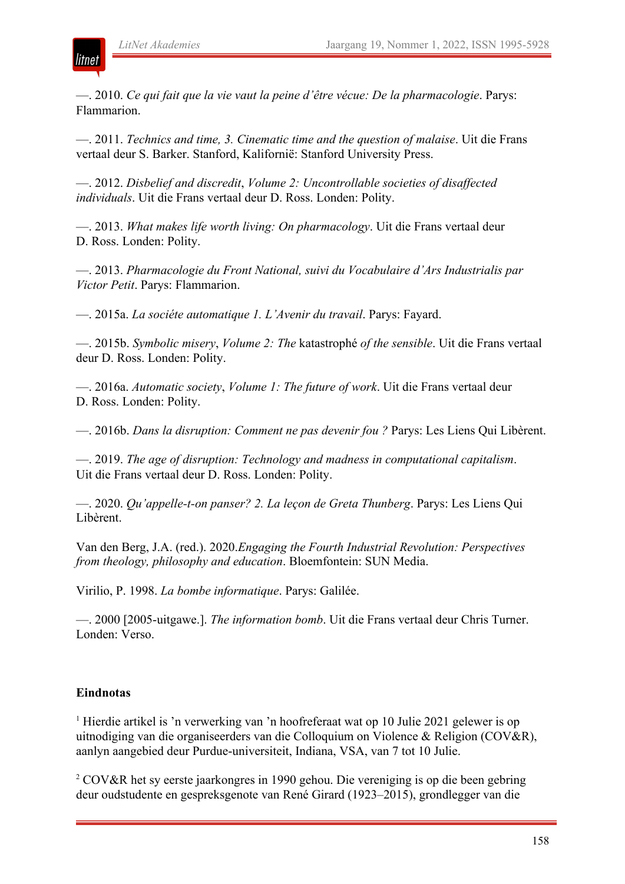—. 2010. *Ce qui fait que la vie vaut la peine d'être vécue: De la pharmacologie*. Parys: Flammarion.

—. 2011. *Technics and time, 3. Cinematic time and the question of malaise*. Uit die Frans vertaal deur S. Barker. Stanford, Kalifornië: Stanford University Press.

—. 2012. *Disbelief and discredit*, *Volume 2: Uncontrollable societies of disaffected individuals*. Uit die Frans vertaal deur D. Ross. Londen: Polity.

—. 2013. *What makes life worth living: On pharmacology*. Uit die Frans vertaal deur D. Ross. Londen: Polity.

—. 2013. *Pharmacologie du Front National, suivi du Vocabulaire d'Ars Industrialis par Victor Petit*. Parys: Flammarion.

—. 2015a. *La sociéte automatique 1. L'Avenir du travail*. Parys: Fayard.

—. 2015b. *Symbolic misery*, *Volume 2: The* katastrophé *of the sensible*. Uit die Frans vertaal deur D. Ross. Londen: Polity.

—. 2016a. *Automatic society*, *Volume 1: The future of work*. Uit die Frans vertaal deur D. Ross. Londen: Polity.

—. 2016b. *Dans la disruption: Comment ne pas devenir fou ?* Parys: Les Liens Qui Libèrent.

—. 2019. *The age of disruption: Technology and madness in computational capitalism*. Uit die Frans vertaal deur D. Ross. Londen: Polity.

—. 2020. *Qu'appelle-t-on panser? 2. La leçon de Greta Thunberg*. Parys: Les Liens Qui Libèrent.

Van den Berg, J.A. (red.). 2020.*Engaging the Fourth Industrial Revolution: Perspectives from theology, philosophy and education*. Bloemfontein: SUN Media.

Virilio, P. 1998. *La bombe informatique*. Parys: Galilée.

—. 2000 [2005-uitgawe.]. *The information bomb*. Uit die Frans vertaal deur Chris Turner. Londen: Verso.

**Eindnotas**

[1] Hierdie artikel is 'n verwerking van 'n hoofreferaat wat op 10 Julie 2021 gelewer is op uitnodiging van die organiseerders van die Colloquium on Violence & Religion (COV&R), aanlyn aangebied deur Purdue-universiteit, Indiana, VSA, van 7 tot 10 Julie.

[2] COV&R het sy eerste jaarkongres in 1990 gehou. Die vereniging is op die been gebring deur oudstudente en gespreksgenote van René Girard (1923–2015), grondlegger van die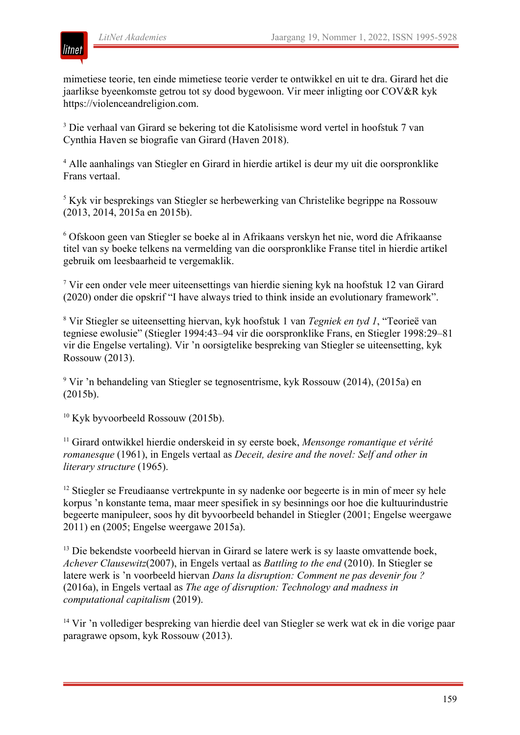mimetiese teorie, ten einde mimetiese teorie verder te ontwikkel en uit te dra. Girard het die jaarlikse byeenkomste getrou tot sy dood bygewoon. Vir meer inligting oor COV&R kyk https://violenceandreligion.com.

[3] Die verhaal van Girard se bekering tot die Katolisisme word vertel in hoofstuk 7 van Cynthia Haven se biografie van Girard (Haven 2018).

[4] Alle aanhalings van Stiegler en Girard in hierdie artikel is deur my uit die oorspronklike Frans vertaal.

[5] Kyk vir besprekings van Stiegler se herbewerking van Christelike begrippe na Rossouw (2013, 2014, 2015a en 2015b).

[6] Ofskoon geen van Stiegler se boeke al in Afrikaans verskyn het nie, word die Afrikaanse titel van sy boeke telkens na vermelding van die oorspronklike Franse titel in hierdie artikel gebruik om leesbaarheid te vergemaklik.

[7] Vir een onder vele meer uiteensettings van hierdie siening kyk na hoofstuk 12 van Girard (2020) onder die opskrif "I have always tried to think inside an evolutionary framework".

[8] Vir Stiegler se uiteensetting hiervan, kyk hoofstuk 1 van *Tegniek en tyd 1*, "Teorieë van tegniese ewolusie" (Stiegler 1994:43–94 vir die oorspronklike Frans, en Stiegler 1998:29–81 vir die Engelse vertaling). Vir 'n oorsigtelike bespreking van Stiegler se uiteensetting, kyk Rossouw (2013).

[9] Vir 'n behandeling van Stiegler se tegnosentrisme, kyk Rossouw (2014), (2015a) en (2015b).

[10] Kyk byvoorbeeld Rossouw (2015b).

[11] Girard ontwikkel hierdie onderskeid in sy eerste boek, *Mensonge romantique et vérité romanesque* (1961), in Engels vertaal as *Deceit, desire and the novel: Self and other in literary structure* (1965).

[12] Stiegler se Freudiaanse vertrekpunte in sy nadenke oor begeerte is in min of meer sy hele korpus 'n konstante tema, maar meer spesifiek in sy besinnings oor hoe die kultuurindustrie begeerte manipuleer, soos hy dit byvoorbeeld behandel in Stiegler (2001; Engelse weergawe 2011) en (2005; Engelse weergawe 2015a).

[13] Die bekendste voorbeeld hiervan in Girard se latere werk is sy laaste omvattende boek, *Achever Clausewitz*(2007), in Engels vertaal as *Battling to the end* (2010). In Stiegler se latere werk is 'n voorbeeld hiervan *Dans la disruption: Comment ne pas devenir fou ?* (2016a), in Engels vertaal as *The age of disruption: Technology and madness in computational capitalism* (2019).

[14] Vir 'n vollediger bespreking van hierdie deel van Stiegler se werk wat ek in die vorige paar paragrawe opsom, kyk Rossouw (2013).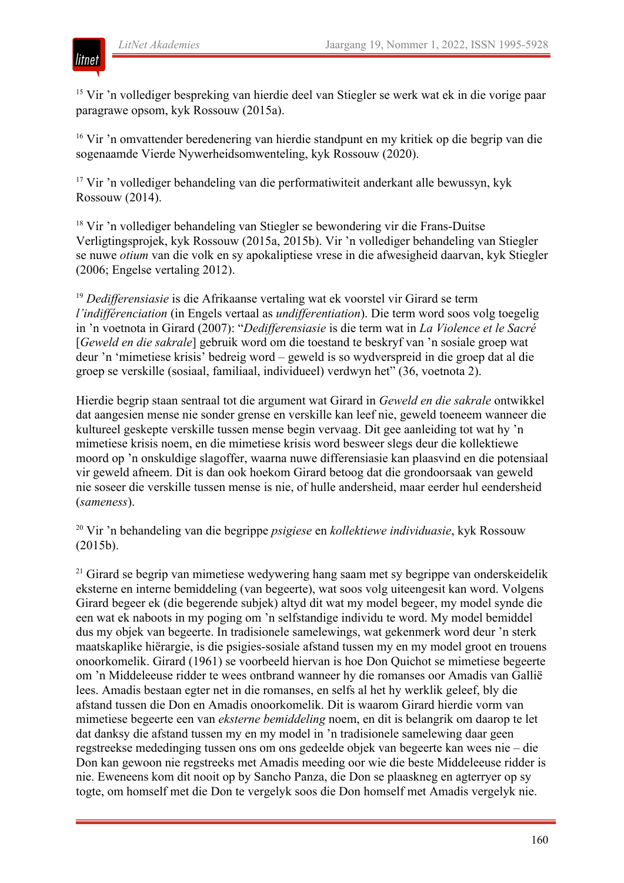[15] Vir ’n vollediger bespreking van hierdie deel van Stiegler se werk wat ek in die vorige paar paragrawe opsom, kyk Rossouw (2015a).

[16] Vir ’n omvattender beredenering van hierdie standpunt en my kritiek op die begrip van die sogenaamde Vierde Nywerheidsomwenteling, kyk Rossouw (2020).

[17] Vir ’n vollediger behandeling van die performatiwiteit anderkant alle bewussyn, kyk Rossouw (2014).

[18] Vir ’n vollediger behandeling van Stiegler se bewondering vir die Frans-Duitse Verligtingsprojek, kyk Rossouw (2015a, 2015b). Vir ’n vollediger behandeling van Stiegler se nuwe *otium* van die volk en sy apokaliptiese vrese in die afwesigheid daarvan, kyk Stiegler (2006; Engelse vertaling 2012).

[19] *Dedifferensiasie* is die Afrikaanse vertaling wat ek voorstel vir Girard se term *l’indifférenciation* (in Engels vertaal as *undifferentiation*). Die term word soos volg toegelig in ’n voetnota in Girard (2007): “*Dedifferensiasie* is die term wat in *La Violence et le Sacré* [*Geweld en die sakrale*] gebruik word om die toestand te beskryf van ’n sosiale groep wat deur ’n ‘mimetiese krisis’ bedreig word – geweld is so wydverspreid in die groep dat al die groep se verskille (sosiaal, familiaal, individueel) verdwyn het” (36, voetnota 2).

Hierdie begrip staan sentraal tot die argument wat Girard in *Geweld en die sakrale* ontwikkel dat aangesien mense nie sonder grense en verskille kan leef nie, geweld toeneem wanneer die kultureel geskepte verskille tussen mense begin vervaag. Dit gee aanleiding tot wat hy ’n mimetiese krisis noem, en die mimetiese krisis word besweer slegs deur die kollektiewe moord op ’n onskuldige slagoffer, waarna nuwe differensiasie kan plaasvind en die potensiaal vir geweld afneem. Dit is dan ook hoekom Girard betoog dat die grondoorsaak van geweld nie soseer die verskille tussen mense is nie, of hulle andersheid, maar eerder hul eendersheid (*sameness*).

[20] Vir ’n behandeling van die begrippe *psigiese* en *kollektiewe individuasie*, kyk Rossouw (2015b).

[21] Girard se begrip van mimetiese wedywering hang saam met sy begrippe van onderskeidelik eksterne en interne bemiddeling (van begeerte), wat soos volg uiteengesit kan word. Volgens Girard begeer ek (die begerende subjek) altyd dit wat my model begeer, my model synde die een wat ek naboots in my poging om ’n selfstandige individu te word. My model bemiddel dus my objek van begeerte. In tradisionele samelewings, wat gekenmerk word deur ’n sterk maatskaplike hiërargie, is die psigies-sosiale afstand tussen my en my model groot en trouens onoorkomelik. Girard (1961) se voorbeeld hiervan is hoe Don Quichot se mimetiese begeerte om ’n Middeleeuse ridder te wees ontbrand wanneer hy die romanses oor Amadis van Gallië lees. Amadis bestaan egter net in die romanses, en selfs al het hy werklik geleef, bly die afstand tussen die Don en Amadis onoorkomelik. Dit is waarom Girard hierdie vorm van mimetiese begeerte een van *eksterne bemiddeling* noem, en dit is belangrik om daarop te let dat danksy die afstand tussen my en my model in ’n tradisionele samelewing daar geen regstreekse mededinging tussen ons om ons gedeelde objek van begeerte kan wees nie – die Don kan gewoon nie regstreeks met Amadis meeding oor wie die beste Middeleeuse ridder is nie. Eweneens kom dit nooit op by Sancho Panza, die Don se plaaskneg en agterryer op sy togte, om homself met die Don te vergelyk soos die Don homself met Amadis vergelyk nie.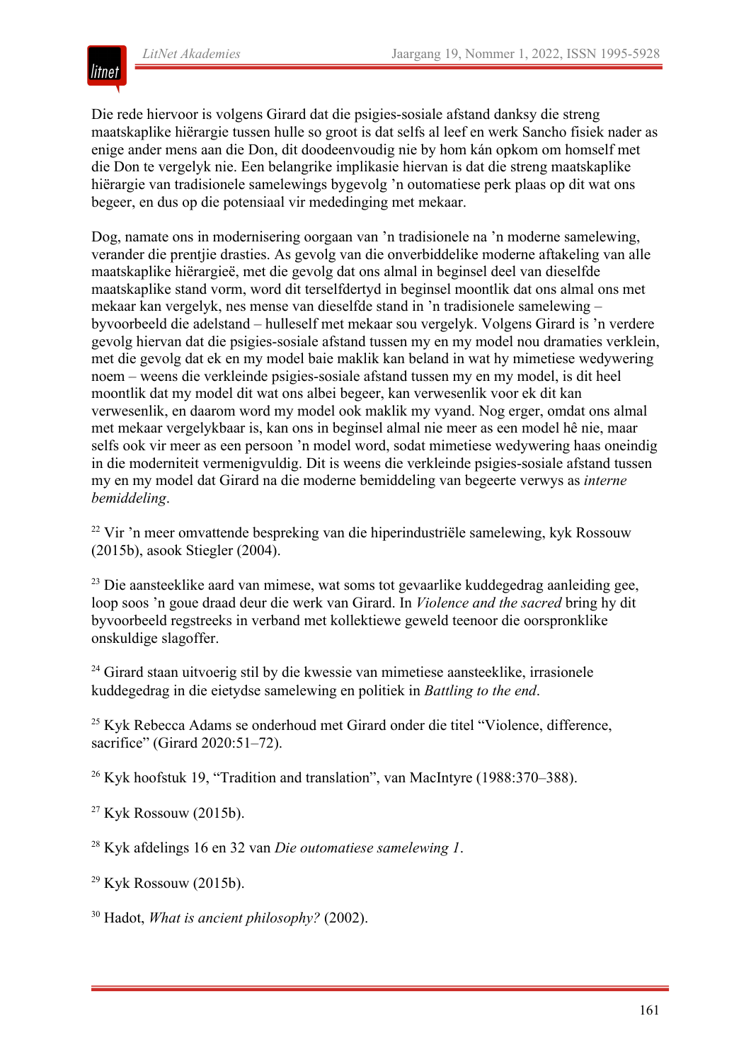Die rede hiervoor is volgens Girard dat die psigies-sosiale afstand danksy die streng maatskaplike hiërargie tussen hulle so groot is dat selfs al leef en werk Sancho fisiek nader as enige ander mens aan die Don, dit doodeenvoudig nie by hom kán opkom om homself met die Don te vergelyk nie. Een belangrike implikasie hiervan is dat die streng maatskaplike hiërargie van tradisionele samelewings bygevolg 'n outomatiese perk plaas op dit wat ons begeer, en dus op die potensiaal vir mededinging met mekaar.

Dog, namate ons in modernisering oorgaan van 'n tradisionele na 'n moderne samelewing, verander die prentjie drasties. As gevolg van die onverbiddelike moderne aftakeling van alle maatskaplike hiërargieë, met die gevolg dat ons almal in beginsel deel van dieselfde maatskaplike stand vorm, word dit terselfdertyd in beginsel moontlik dat ons almal ons met mekaar kan vergelyk, nes mense van dieselfde stand in 'n tradisionele samelewing – byvoorbeeld die adelstand – hulleself met mekaar sou vergelyk. Volgens Girard is 'n verdere gevolg hiervan dat die psigies-sosiale afstand tussen my en my model nou dramaties verklein, met die gevolg dat ek en my model baie maklik kan beland in wat hy mimetiese wedywering noem – weens die verkleinde psigies-sosiale afstand tussen my en my model, is dit heel moontlik dat my model dit wat ons albei begeer, kan verwesenlik voor ek dit kan verwesenlik, en daarom word my model ook maklik my vyand. Nog erger, omdat ons almal met mekaar vergelykbaar is, kan ons in beginsel almal nie meer as een model hê nie, maar selfs ook vir meer as een persoon 'n model word, sodat mimetiese wedywering haas oneindig in die moderniteit vermenigvuldig. Dit is weens die verkleinde psigies-sosiale afstand tussen my en my model dat Girard na die moderne bemiddeling van begeerte verwys as *interne bemiddeling*.

[22] Vir 'n meer omvattende bespreking van die hiperindustriële samelewing, kyk Rossouw (2015b), asook Stiegler (2004).

[23] Die aansteeklike aard van mimese, wat soms tot gevaarlike kuddegedrag aanleiding gee, loop soos 'n goue draad deur die werk van Girard. In *Violence and the sacred* bring hy dit byvoorbeeld regstreeks in verband met kollektiewe geweld teenoor die oorspronklike onskuldige slagoffer.

[24] Girard staan uitvoerig stil by die kwessie van mimetiese aansteeklike, irrasionele kuddegedrag in die eietydse samelewing en politiek in *Battling to the end*.

[25] Kyk Rebecca Adams se onderhoud met Girard onder die titel "Violence, difference, sacrifice" (Girard 2020:51–72).

[26] Kyk hoofstuk 19, "Tradition and translation", van MacIntyre (1988:370–388).

[27] Kyk Rossouw (2015b).

[28] Kyk afdelings 16 en 32 van *Die outomatiese samelewing 1*.

[29] Kyk Rossouw (2015b).

[30] Hadot, *What is ancient philosophy?* (2002).